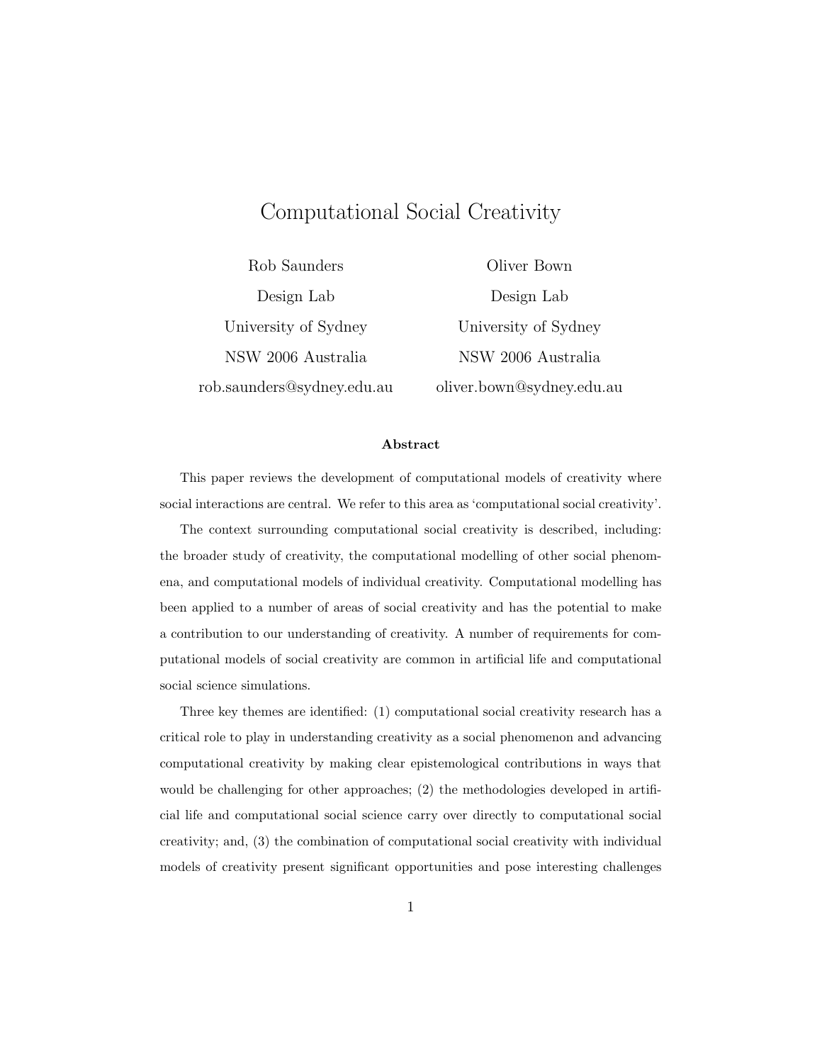# Computational Social Creativity

Rob Saunders
Design Lab
University of Sydney
NSW 2006 Australia
rob.saunders@sydney.edu.au

Oliver Bown
Design Lab
University of Sydney
NSW 2006 Australia
oliver.bown@sydney.edu.au

### Abstract

This paper reviews the development of computational models of creativity where social interactions are central. We refer to this area as 'computational social creativity'.

The context surrounding computational social creativity is described, including: the broader study of creativity, the computational modelling of other social phenomena, and computational models of individual creativity. Computational modelling has been applied to a number of areas of social creativity and has the potential to make a contribution to our understanding of creativity. A number of requirements for computational models of social creativity are common in artificial life and computational social science simulations.

Three key themes are identified: (1) computational social creativity research has a critical role to play in understanding creativity as a social phenomenon and advancing computational creativity by making clear epistemological contributions in ways that would be challenging for other approaches; (2) the methodologies developed in artificial life and computational social science carry over directly to computational social creativity; and, (3) the combination of computational social creativity with individual models of creativity present significant opportunities and pose interesting challenges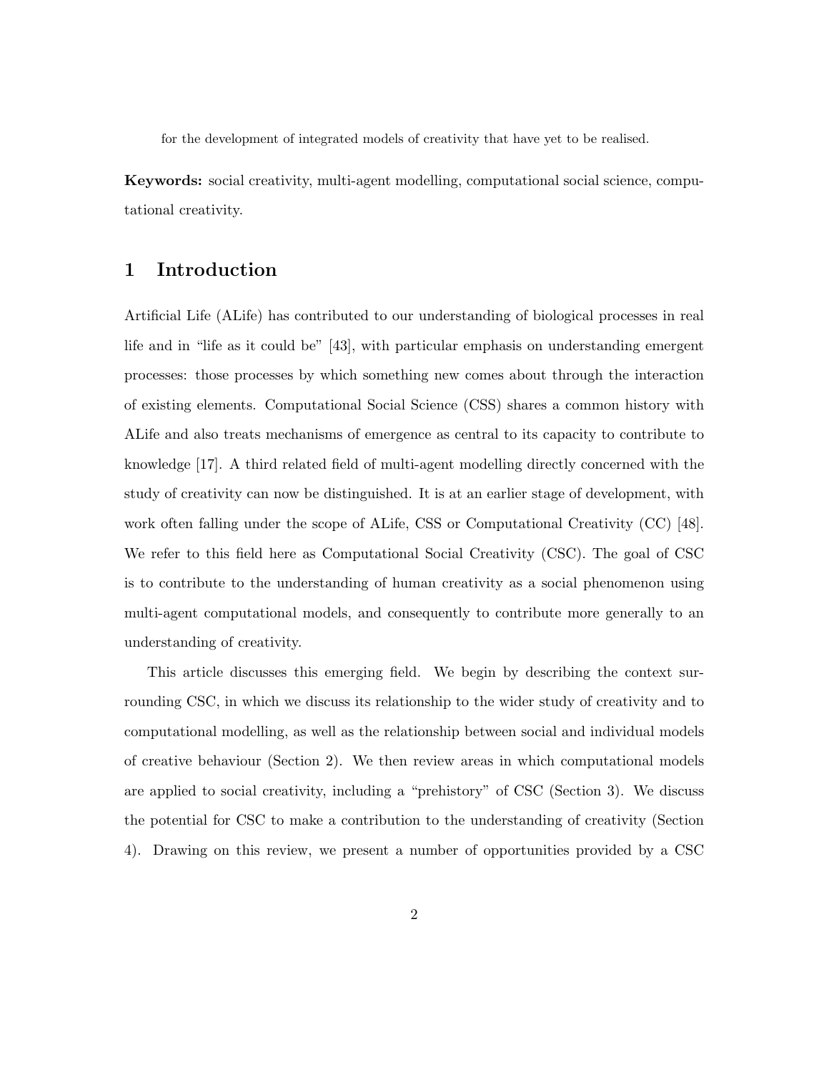for the development of integrated models of creativity that have yet to be realised.

**Keywords:** social creativity, multi-agent modelling, computational social science, computational creativity.

## 1 Introduction

Artificial Life (ALife) has contributed to our understanding of biological processes in real life and in "life as it could be" [43], with particular emphasis on understanding emergent processes: those processes by which something new comes about through the interaction of existing elements. Computational Social Science (CSS) shares a common history with ALife and also treats mechanisms of emergence as central to its capacity to contribute to knowledge [17]. A third related field of multi-agent modelling directly concerned with the study of creativity can now be distinguished. It is at an earlier stage of development, with work often falling under the scope of ALife, CSS or Computational Creativity (CC) [48]. We refer to this field here as Computational Social Creativity (CSC). The goal of CSC is to contribute to the understanding of human creativity as a social phenomenon using multi-agent computational models, and consequently to contribute more generally to an understanding of creativity.

This article discusses this emerging field. We begin by describing the context surrounding CSC, in which we discuss its relationship to the wider study of creativity and to computational modelling, as well as the relationship between social and individual models of creative behaviour (Section 2). We then review areas in which computational models are applied to social creativity, including a "prehistory" of CSC (Section 3). We discuss the potential for CSC to make a contribution to the understanding of creativity (Section 4). Drawing on this review, we present a number of opportunities provided by a CSC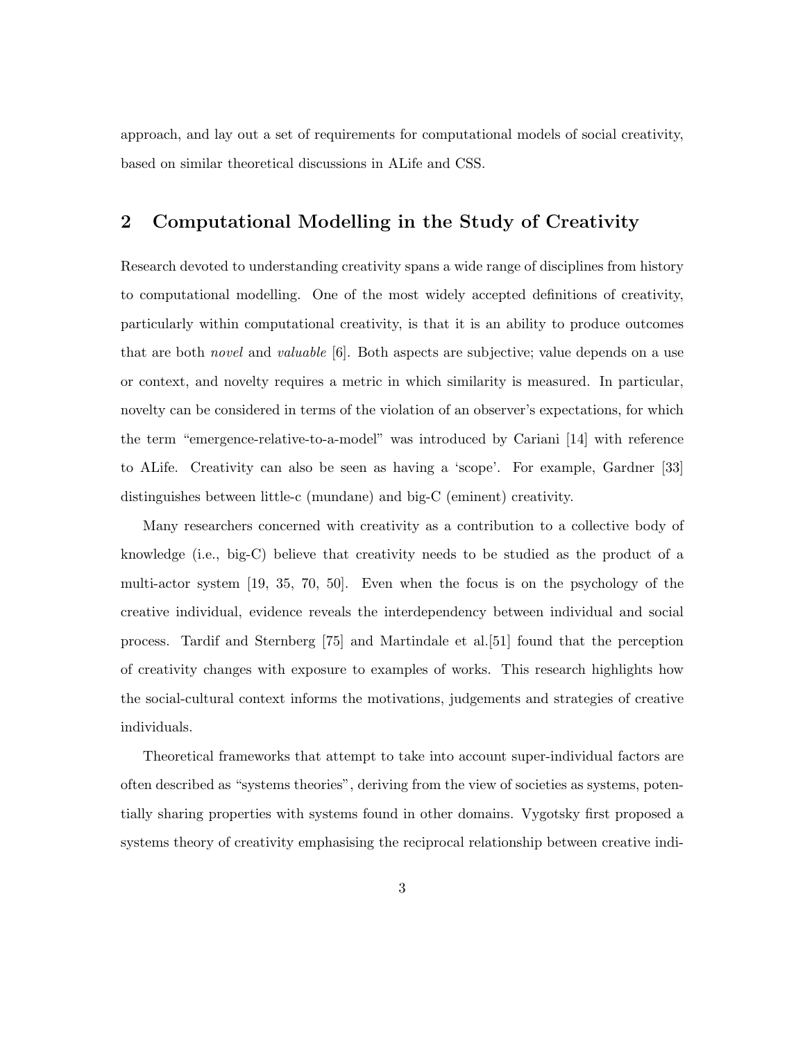approach, and lay out a set of requirements for computational models of social creativity, based on similar theoretical discussions in ALife and CSS.

## 2 Computational Modelling in the Study of Creativity

Research devoted to understanding creativity spans a wide range of disciplines from history to computational modelling. One of the most widely accepted definitions of creativity, particularly within computational creativity, is that it is an ability to produce outcomes that are both *novel* and *valuable* [6]. Both aspects are subjective; value depends on a use or context, and novelty requires a metric in which similarity is measured. In particular, novelty can be considered in terms of the violation of an observer's expectations, for which the term "emergence-relative-to-a-model" was introduced by Cariani [14] with reference to ALife. Creativity can also be seen as having a 'scope'. For example, Gardner [33] distinguishes between little-c (mundane) and big-C (eminent) creativity.

Many researchers concerned with creativity as a contribution to a collective body of knowledge (i.e., big-C) believe that creativity needs to be studied as the product of a multi-actor system [19, 35, 70, 50]. Even when the focus is on the psychology of the creative individual, evidence reveals the interdependency between individual and social process. Tardif and Sternberg [75] and Martindale et al.[51] found that the perception of creativity changes with exposure to examples of works. This research highlights how the social-cultural context informs the motivations, judgements and strategies of creative individuals.

Theoretical frameworks that attempt to take into account super-individual factors are often described as "systems theories", deriving from the view of societies as systems, potentially sharing properties with systems found in other domains. Vygotsky first proposed a systems theory of creativity emphasising the reciprocal relationship between creative indi-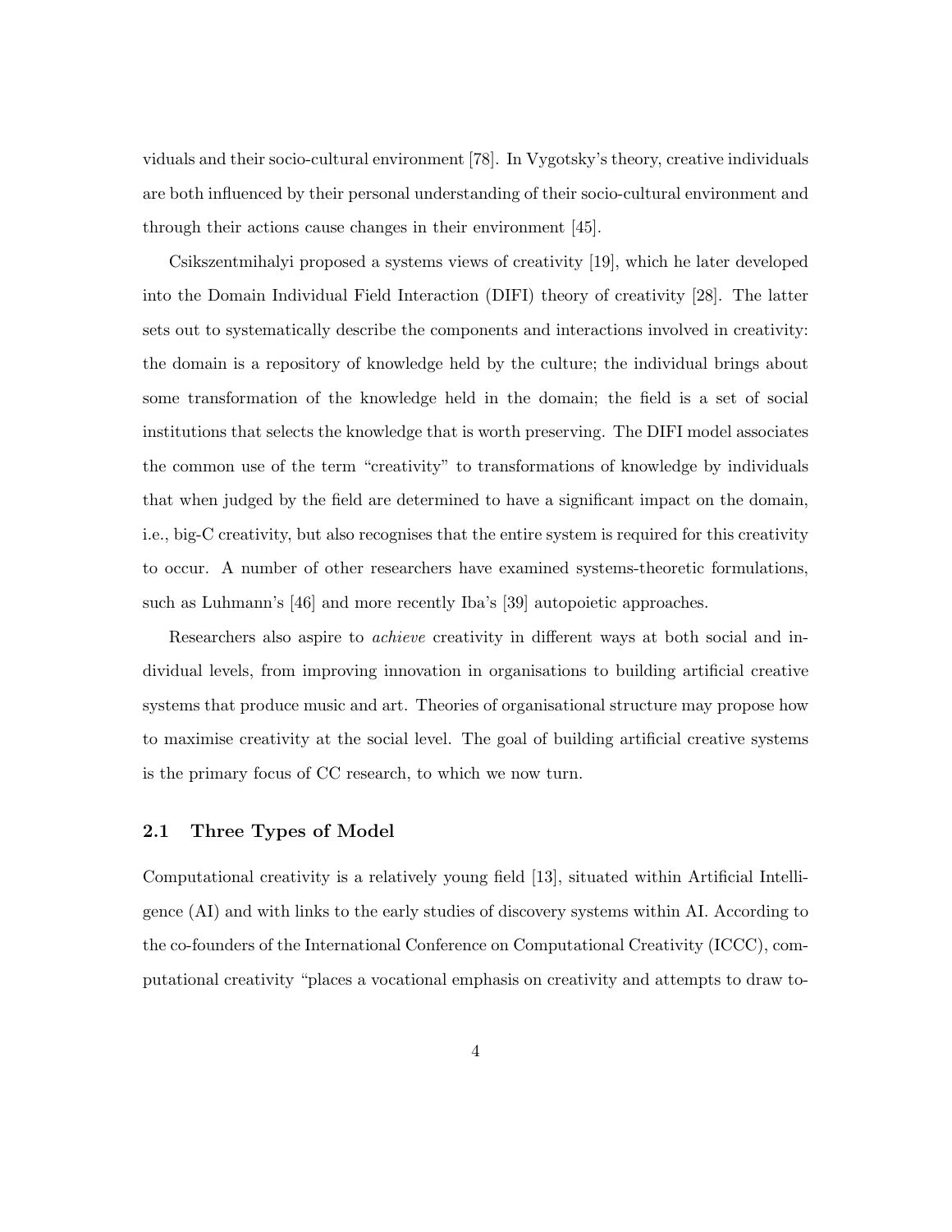viduals and their socio-cultural environment [78]. In Vygotsky's theory, creative individuals are both influenced by their personal understanding of their socio-cultural environment and through their actions cause changes in their environment [45].

Csikszentmihalyi proposed a systems views of creativity [19], which he later developed into the Domain Individual Field Interaction (DIFI) theory of creativity [28]. The latter sets out to systematically describe the components and interactions involved in creativity: the domain is a repository of knowledge held by the culture; the individual brings about some transformation of the knowledge held in the domain; the field is a set of social institutions that selects the knowledge that is worth preserving. The DIFI model associates the common use of the term "creativity" to transformations of knowledge by individuals that when judged by the field are determined to have a significant impact on the domain, i.e., big-C creativity, but also recognises that the entire system is required for this creativity to occur. A number of other researchers have examined systems-theoretic formulations, such as Luhmann's [46] and more recently Iba's [39] autopoietic approaches.

Researchers also aspire to *achieve* creativity in different ways at both social and individual levels, from improving innovation in organisations to building artificial creative systems that produce music and art. Theories of organisational structure may propose how to maximise creativity at the social level. The goal of building artificial creative systems is the primary focus of CC research, to which we now turn.

## 2.1 Three Types of Model

Computational creativity is a relatively young field [13], situated within Artificial Intelligence (AI) and with links to the early studies of discovery systems within AI. According to the co-founders of the International Conference on Computational Creativity (ICCC), computational creativity "places a vocational emphasis on creativity and attempts to draw to-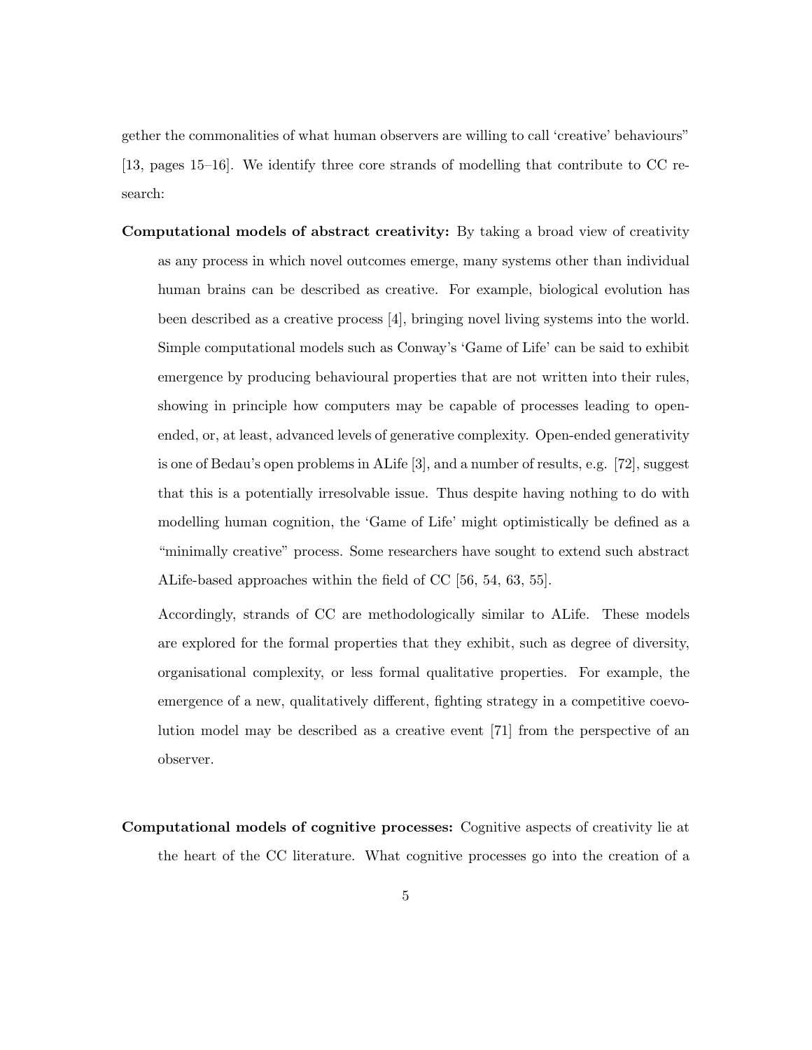gether the commonalities of what human observers are willing to call 'creative' behaviours" [13, pages 15–16]. We identify three core strands of modelling that contribute to CC research:

**Computational models of abstract creativity:** By taking a broad view of creativity as any process in which novel outcomes emerge, many systems other than individual human brains can be described as creative. For example, biological evolution has been described as a creative process [4], bringing novel living systems into the world. Simple computational models such as Conway's 'Game of Life' can be said to exhibit emergence by producing behavioural properties that are not written into their rules, showing in principle how computers may be capable of processes leading to open-ended, or, at least, advanced levels of generative complexity. Open-ended generativity is one of Bedau's open problems in ALife [3], and a number of results, e.g. [72], suggest that this is a potentially irresolvable issue. Thus despite having nothing to do with modelling human cognition, the 'Game of Life' might optimistically be defined as a "minimally creative" process. Some researchers have sought to extend such abstract ALife-based approaches within the field of CC [56, 54, 63, 55].

Accordingly, strands of CC are methodologically similar to ALife. These models are explored for the formal properties that they exhibit, such as degree of diversity, organisational complexity, or less formal qualitative properties. For example, the emergence of a new, qualitatively different, fighting strategy in a competitive coevolution model may be described as a creative event [71] from the perspective of an observer.

**Computational models of cognitive processes:** Cognitive aspects of creativity lie at the heart of the CC literature. What cognitive processes go into the creation of a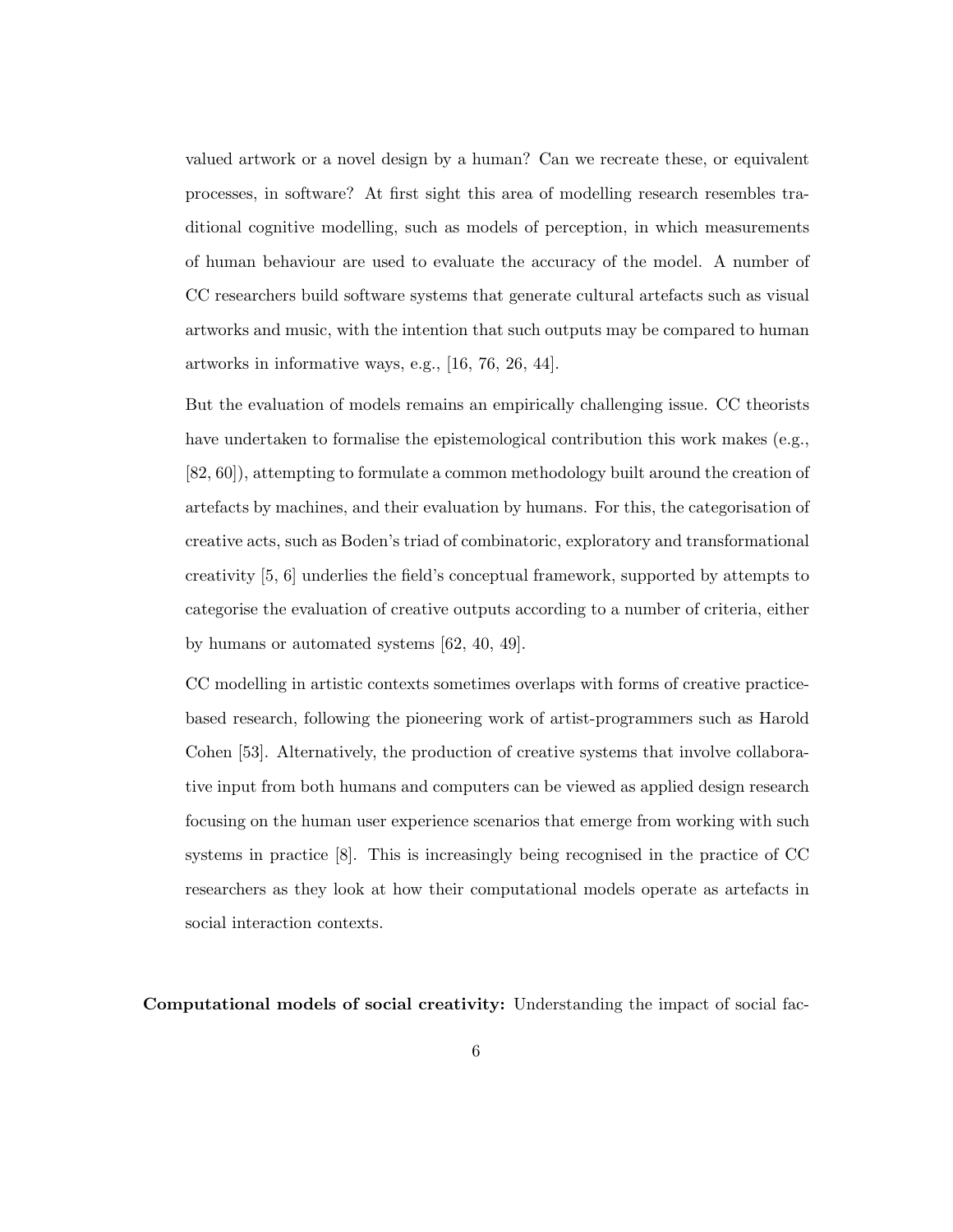valued artwork or a novel design by a human? Can we recreate these, or equivalent processes, in software? At first sight this area of modelling research resembles traditional cognitive modelling, such as models of perception, in which measurements of human behaviour are used to evaluate the accuracy of the model. A number of CC researchers build software systems that generate cultural artefacts such as visual artworks and music, with the intention that such outputs may be compared to human artworks in informative ways, e.g., [16, 76, 26, 44].

But the evaluation of models remains an empirically challenging issue. CC theorists have undertaken to formalise the epistemological contribution this work makes (e.g., [82, 60]), attempting to formulate a common methodology built around the creation of artefacts by machines, and their evaluation by humans. For this, the categorisation of creative acts, such as Boden's triad of combinatoric, exploratory and transformational creativity [5, 6] underlies the field's conceptual framework, supported by attempts to categorise the evaluation of creative outputs according to a number of criteria, either by humans or automated systems [62, 40, 49].

CC modelling in artistic contexts sometimes overlaps with forms of creative practice-based research, following the pioneering work of artist-programmers such as Harold Cohen [53]. Alternatively, the production of creative systems that involve collaborative input from both humans and computers can be viewed as applied design research focusing on the human user experience scenarios that emerge from working with such systems in practice [8]. This is increasingly being recognised in the practice of CC researchers as they look at how their computational models operate as artefacts in social interaction contexts.

**Computational models of social creativity:** Understanding the impact of social fac-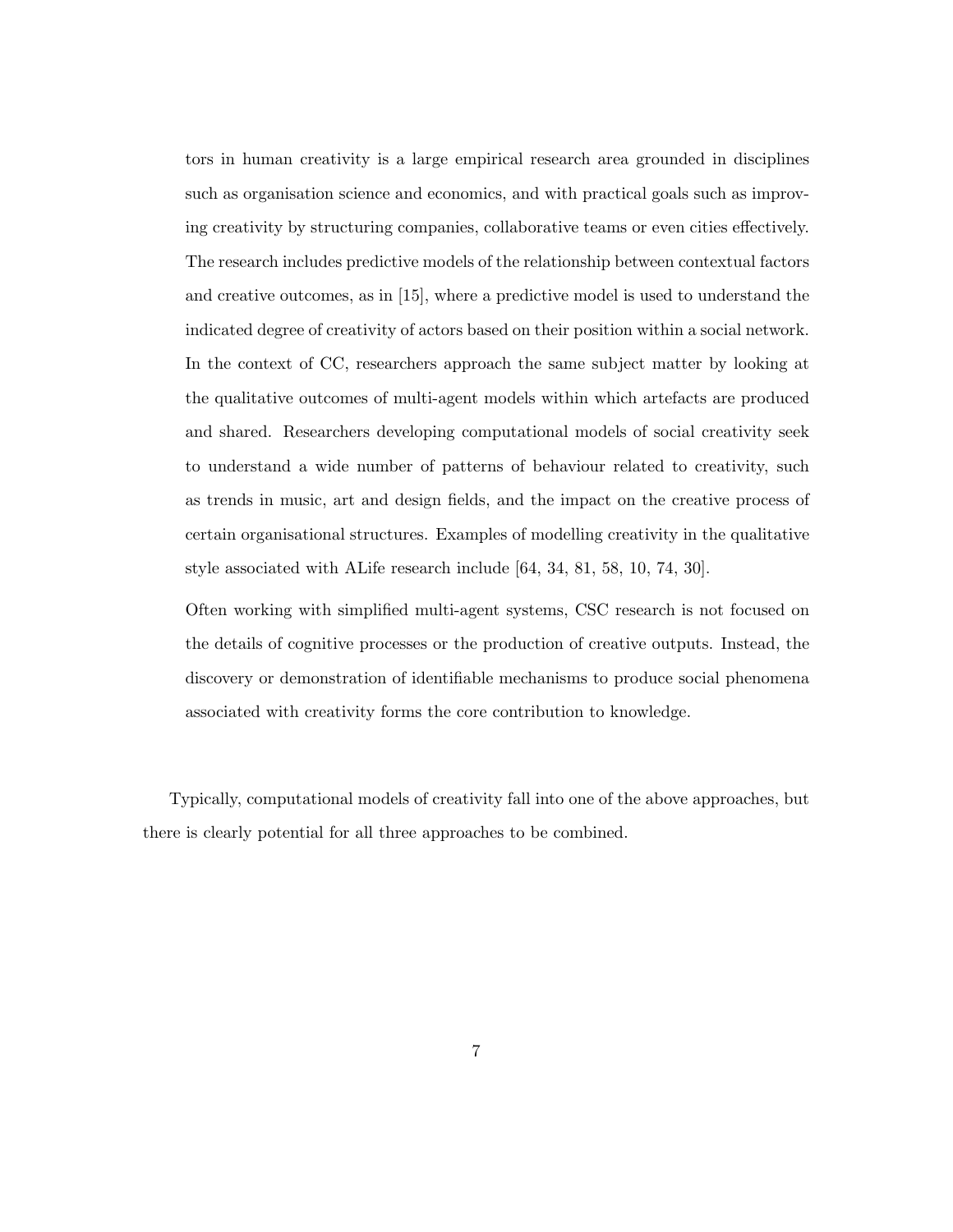tors in human creativity is a large empirical research area grounded in disciplines such as organisation science and economics, and with practical goals such as improving creativity by structuring companies, collaborative teams or even cities effectively. The research includes predictive models of the relationship between contextual factors and creative outcomes, as in [15], where a predictive model is used to understand the indicated degree of creativity of actors based on their position within a social network. In the context of CC, researchers approach the same subject matter by looking at the qualitative outcomes of multi-agent models within which artefacts are produced and shared. Researchers developing computational models of social creativity seek to understand a wide number of patterns of behaviour related to creativity, such as trends in music, art and design fields, and the impact on the creative process of certain organisational structures. Examples of modelling creativity in the qualitative style associated with ALife research include [64, 34, 81, 58, 10, 74, 30].

Often working with simplified multi-agent systems, CSC research is not focused on the details of cognitive processes or the production of creative outputs. Instead, the discovery or demonstration of identifiable mechanisms to produce social phenomena associated with creativity forms the core contribution to knowledge.

Typically, computational models of creativity fall into one of the above approaches, but there is clearly potential for all three approaches to be combined.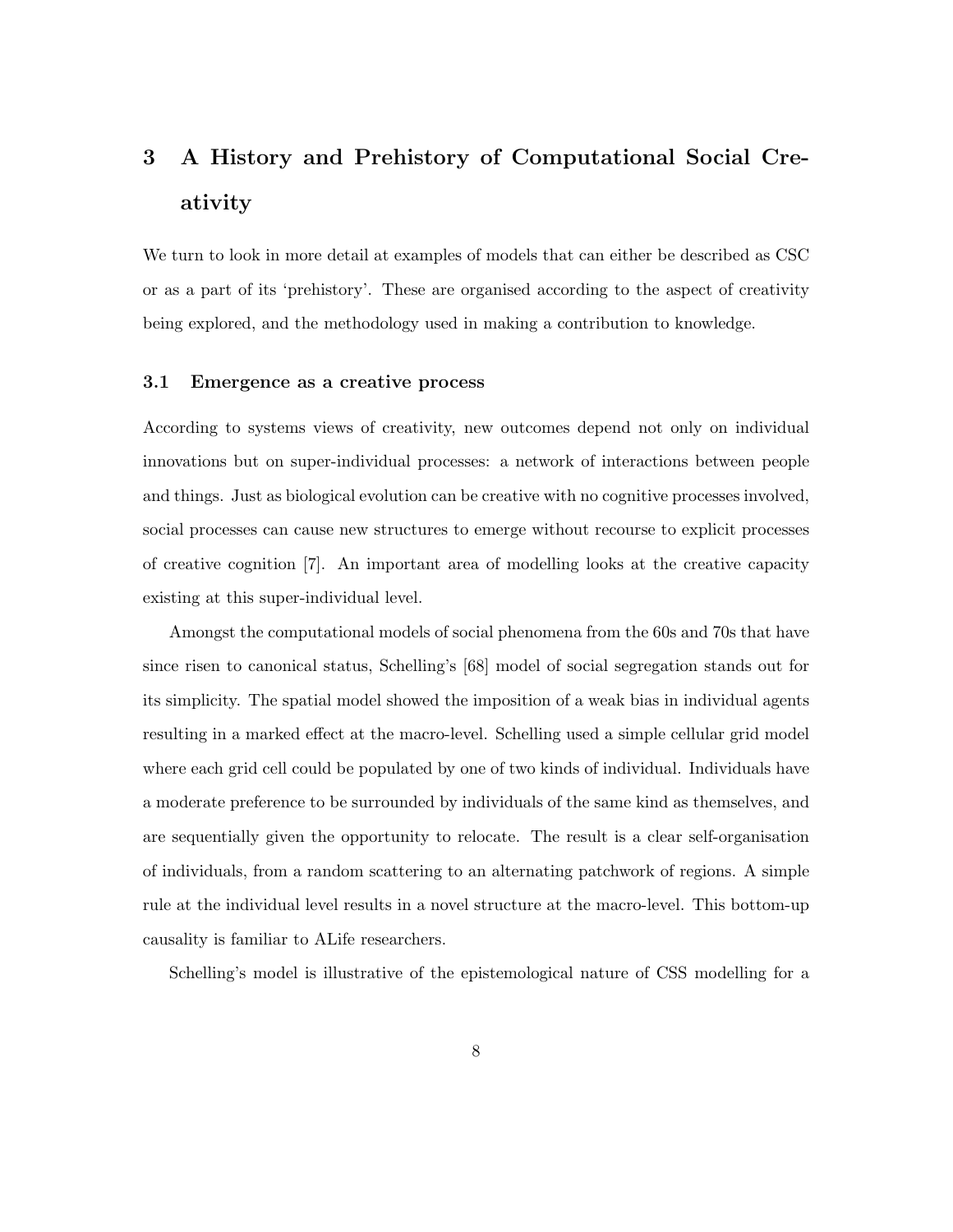# 3 A History and Prehistory of Computational Social Creativity

We turn to look in more detail at examples of models that can either be described as CSC or as a part of its 'prehistory'. These are organised according to the aspect of creativity being explored, and the methodology used in making a contribution to knowledge.

## 3.1 Emergence as a creative process

According to systems views of creativity, new outcomes depend not only on individual innovations but on super-individual processes: a network of interactions between people and things. Just as biological evolution can be creative with no cognitive processes involved, social processes can cause new structures to emerge without recourse to explicit processes of creative cognition [7]. An important area of modelling looks at the creative capacity existing at this super-individual level.

Amongst the computational models of social phenomena from the 60s and 70s that have since risen to canonical status, Schelling's [68] model of social segregation stands out for its simplicity. The spatial model showed the imposition of a weak bias in individual agents resulting in a marked effect at the macro-level. Schelling used a simple cellular grid model where each grid cell could be populated by one of two kinds of individual. Individuals have a moderate preference to be surrounded by individuals of the same kind as themselves, and are sequentially given the opportunity to relocate. The result is a clear self-organisation of individuals, from a random scattering to an alternating patchwork of regions. A simple rule at the individual level results in a novel structure at the macro-level. This bottom-up causality is familiar to ALife researchers.

Schelling's model is illustrative of the epistemological nature of CSS modelling for a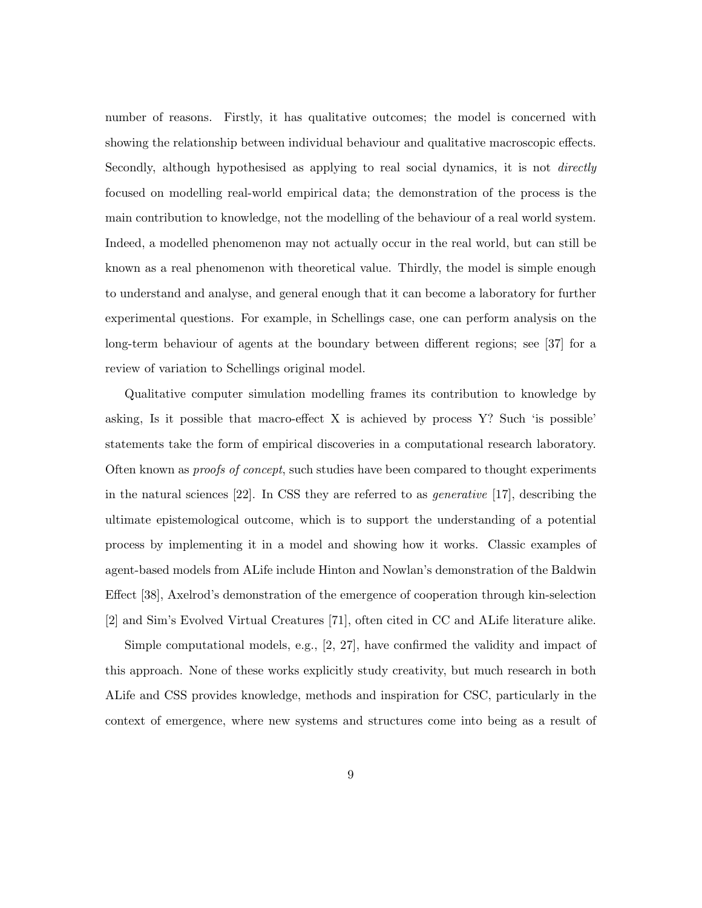number of reasons. Firstly, it has qualitative outcomes; the model is concerned with showing the relationship between individual behaviour and qualitative macroscopic effects. Secondly, although hypothesised as applying to real social dynamics, it is not *directly* focused on modelling real-world empirical data; the demonstration of the process is the main contribution to knowledge, not the modelling of the behaviour of a real world system. Indeed, a modelled phenomenon may not actually occur in the real world, but can still be known as a real phenomenon with theoretical value. Thirdly, the model is simple enough to understand and analyse, and general enough that it can become a laboratory for further experimental questions. For example, in Schellings case, one can perform analysis on the long-term behaviour of agents at the boundary between different regions; see [37] for a review of variation to Schellings original model.

Qualitative computer simulation modelling frames its contribution to knowledge by asking, Is it possible that macro-effect X is achieved by process Y? Such 'is possible' statements take the form of empirical discoveries in a computational research laboratory. Often known as *proofs of concept*, such studies have been compared to thought experiments in the natural sciences [22]. In CSS they are referred to as *generative* [17], describing the ultimate epistemological outcome, which is to support the understanding of a potential process by implementing it in a model and showing how it works. Classic examples of agent-based models from ALife include Hinton and Nowlan's demonstration of the Baldwin Effect [38], Axelrod's demonstration of the emergence of cooperation through kin-selection [2] and Sim's Evolved Virtual Creatures [71], often cited in CC and ALife literature alike.

Simple computational models, e.g., [2, 27], have confirmed the validity and impact of this approach. None of these works explicitly study creativity, but much research in both ALife and CSS provides knowledge, methods and inspiration for CSC, particularly in the context of emergence, where new systems and structures come into being as a result of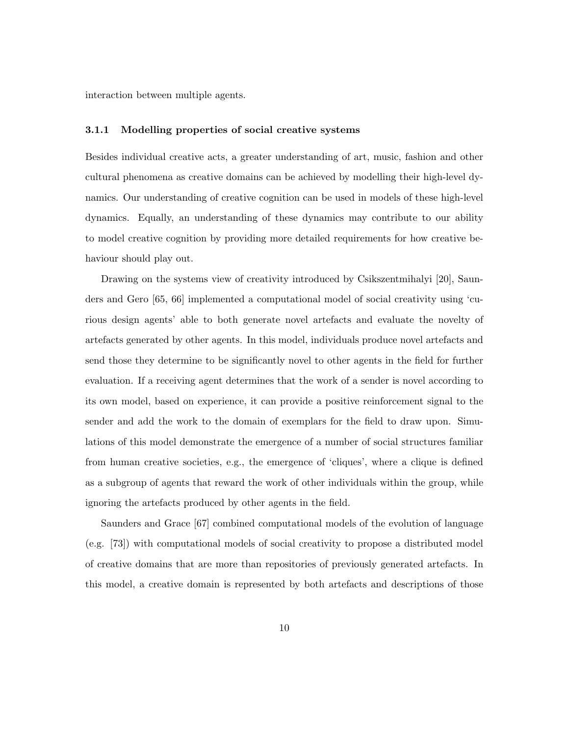interaction between multiple agents.

### 3.1.1 Modelling properties of social creative systems

Besides individual creative acts, a greater understanding of art, music, fashion and other cultural phenomena as creative domains can be achieved by modelling their high-level dynamics. Our understanding of creative cognition can be used in models of these high-level dynamics. Equally, an understanding of these dynamics may contribute to our ability to model creative cognition by providing more detailed requirements for how creative behaviour should play out.

Drawing on the systems view of creativity introduced by Csikszentmihalyi [20], Saunders and Gero [65, 66] implemented a computational model of social creativity using 'curious design agents' able to both generate novel artefacts and evaluate the novelty of artefacts generated by other agents. In this model, individuals produce novel artefacts and send those they determine to be significantly novel to other agents in the field for further evaluation. If a receiving agent determines that the work of a sender is novel according to its own model, based on experience, it can provide a positive reinforcement signal to the sender and add the work to the domain of exemplars for the field to draw upon. Simulations of this model demonstrate the emergence of a number of social structures familiar from human creative societies, e.g., the emergence of 'cliques', where a clique is defined as a subgroup of agents that reward the work of other individuals within the group, while ignoring the artefacts produced by other agents in the field.

Saunders and Grace [67] combined computational models of the evolution of language (e.g. [73]) with computational models of social creativity to propose a distributed model of creative domains that are more than repositories of previously generated artefacts. In this model, a creative domain is represented by both artefacts and descriptions of those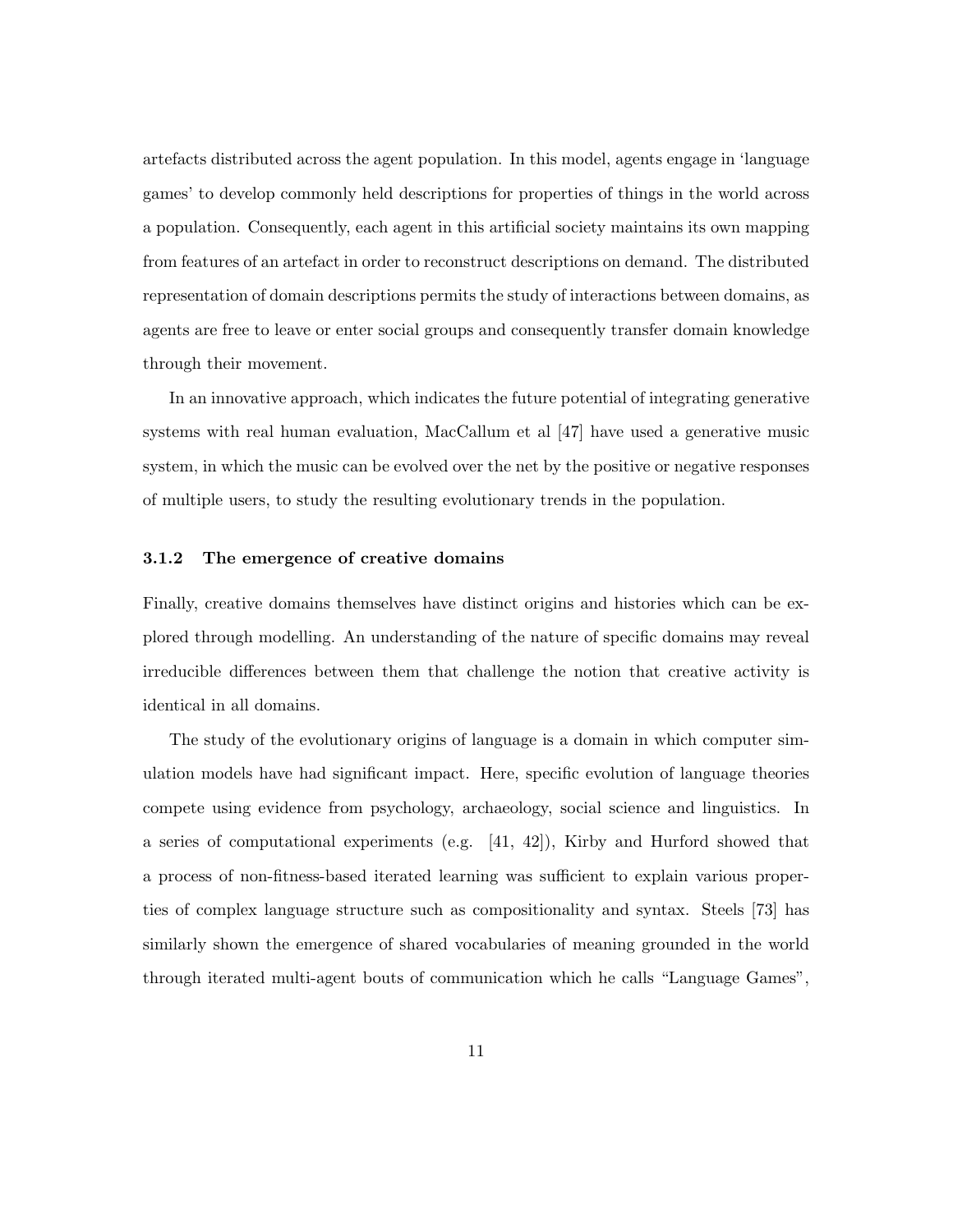artefacts distributed across the agent population. In this model, agents engage in 'language games' to develop commonly held descriptions for properties of things in the world across a population. Consequently, each agent in this artificial society maintains its own mapping from features of an artefact in order to reconstruct descriptions on demand. The distributed representation of domain descriptions permits the study of interactions between domains, as agents are free to leave or enter social groups and consequently transfer domain knowledge through their movement.

In an innovative approach, which indicates the future potential of integrating generative systems with real human evaluation, MacCallum et al [47] have used a generative music system, in which the music can be evolved over the net by the positive or negative responses of multiple users, to study the resulting evolutionary trends in the population.

### 3.1.2 The emergence of creative domains

Finally, creative domains themselves have distinct origins and histories which can be explored through modelling. An understanding of the nature of specific domains may reveal irreducible differences between them that challenge the notion that creative activity is identical in all domains.

The study of the evolutionary origins of language is a domain in which computer simulation models have had significant impact. Here, specific evolution of language theories compete using evidence from psychology, archaeology, social science and linguistics. In a series of computational experiments (e.g. [41, 42]), Kirby and Hurford showed that a process of non-fitness-based iterated learning was sufficient to explain various properties of complex language structure such as compositionality and syntax. Steels [73] has similarly shown the emergence of shared vocabularies of meaning grounded in the world through iterated multi-agent bouts of communication which he calls "Language Games",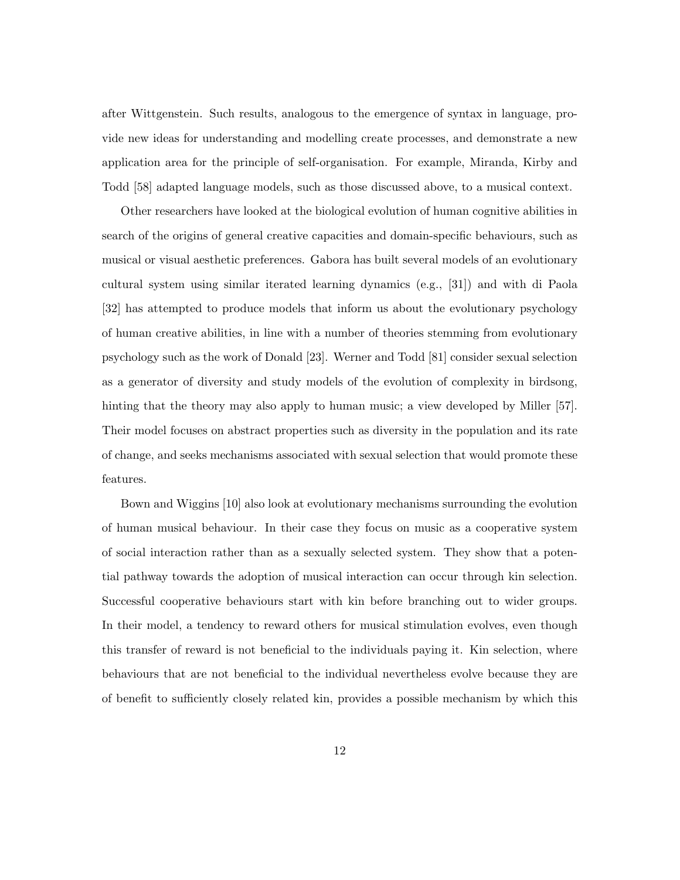after Wittgenstein. Such results, analogous to the emergence of syntax in language, provide new ideas for understanding and modelling create processes, and demonstrate a new application area for the principle of self-organisation. For example, Miranda, Kirby and Todd [58] adapted language models, such as those discussed above, to a musical context.

Other researchers have looked at the biological evolution of human cognitive abilities in search of the origins of general creative capacities and domain-specific behaviours, such as musical or visual aesthetic preferences. Gabora has built several models of an evolutionary cultural system using similar iterated learning dynamics (e.g., [31]) and with di Paola [32] has attempted to produce models that inform us about the evolutionary psychology of human creative abilities, in line with a number of theories stemming from evolutionary psychology such as the work of Donald [23]. Werner and Todd [81] consider sexual selection as a generator of diversity and study models of the evolution of complexity in birdsong, hinting that the theory may also apply to human music; a view developed by Miller [57]. Their model focuses on abstract properties such as diversity in the population and its rate of change, and seeks mechanisms associated with sexual selection that would promote these features.

Bown and Wiggins [10] also look at evolutionary mechanisms surrounding the evolution of human musical behaviour. In their case they focus on music as a cooperative system of social interaction rather than as a sexually selected system. They show that a potential pathway towards the adoption of musical interaction can occur through kin selection. Successful cooperative behaviours start with kin before branching out to wider groups. In their model, a tendency to reward others for musical stimulation evolves, even though this transfer of reward is not beneficial to the individuals paying it. Kin selection, where behaviours that are not beneficial to the individual nevertheless evolve because they are of benefit to sufficiently closely related kin, provides a possible mechanism by which this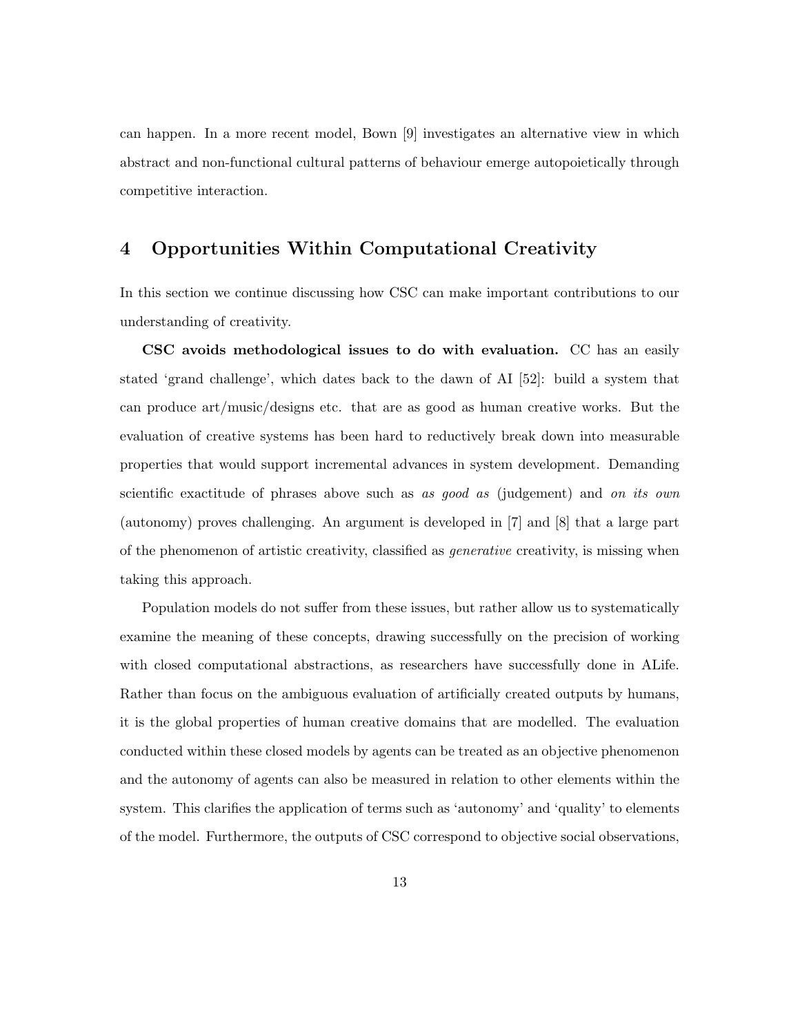can happen. In a more recent model, Bown [9] investigates an alternative view in which abstract and non-functional cultural patterns of behaviour emerge autopoietically through competitive interaction.

## 4 Opportunities Within Computational Creativity

In this section we continue discussing how CSC can make important contributions to our understanding of creativity.

**CSC avoids methodological issues to do with evaluation.** CC has an easily stated 'grand challenge', which dates back to the dawn of AI [52]: build a system that can produce art/music/designs etc. that are as good as human creative works. But the evaluation of creative systems has been hard to reductively break down into measurable properties that would support incremental advances in system development. Demanding scientific exactitude of phrases above such as *as good as* (judgement) and *on its own* (autonomy) proves challenging. An argument is developed in [7] and [8] that a large part of the phenomenon of artistic creativity, classified as *generative* creativity, is missing when taking this approach.

Population models do not suffer from these issues, but rather allow us to systematically examine the meaning of these concepts, drawing successfully on the precision of working with closed computational abstractions, as researchers have successfully done in ALife. Rather than focus on the ambiguous evaluation of artificially created outputs by humans, it is the global properties of human creative domains that are modelled. The evaluation conducted within these closed models by agents can be treated as an objective phenomenon and the autonomy of agents can also be measured in relation to other elements within the system. This clarifies the application of terms such as 'autonomy' and 'quality' to elements of the model. Furthermore, the outputs of CSC correspond to objective social observations,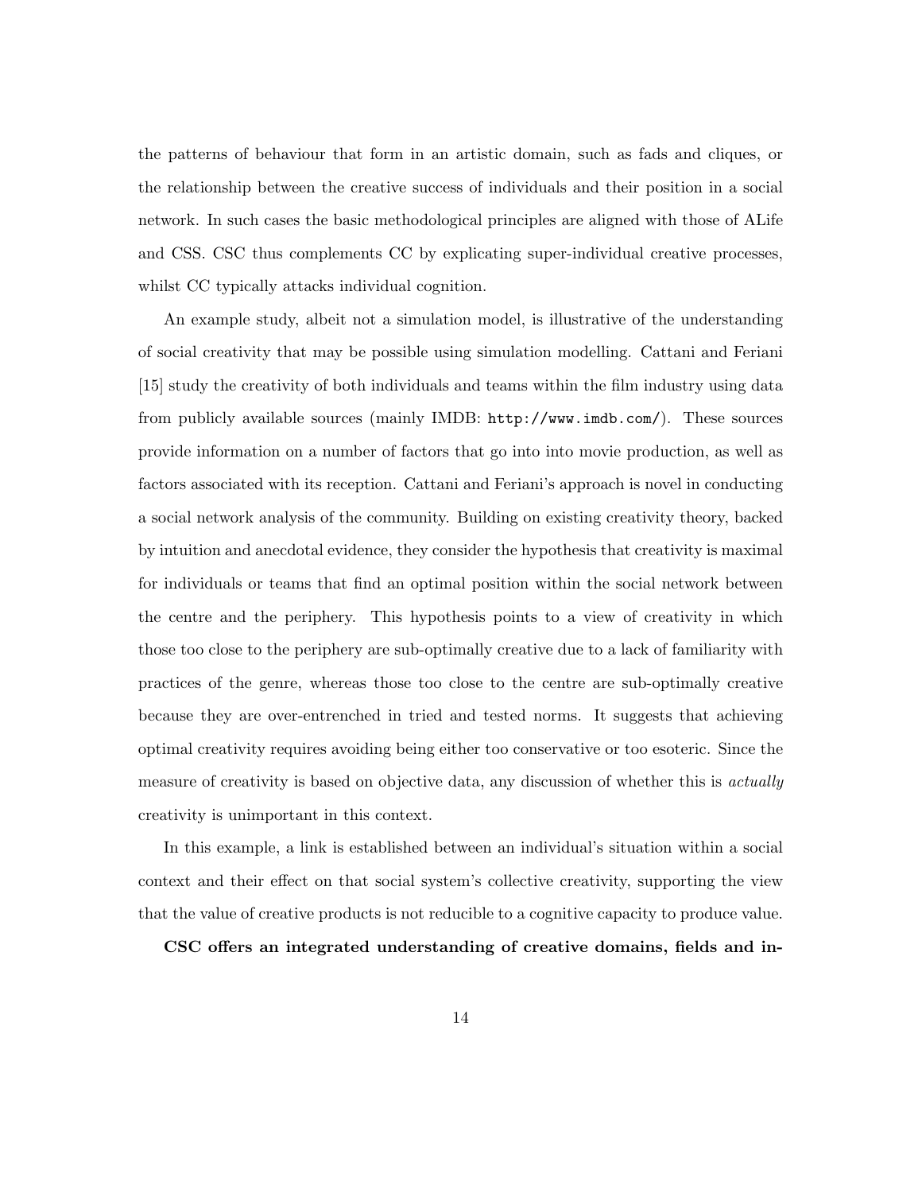the patterns of behaviour that form in an artistic domain, such as fads and cliques, or the relationship between the creative success of individuals and their position in a social network. In such cases the basic methodological principles are aligned with those of ALife and CSS. CSC thus complements CC by explicating super-individual creative processes, whilst CC typically attacks individual cognition.

An example study, albeit not a simulation model, is illustrative of the understanding of social creativity that may be possible using simulation modelling. Cattani and Feriani [15] study the creativity of both individuals and teams within the film industry using data from publicly available sources (mainly IMDB: `http://www.imdb.com/`). These sources provide information on a number of factors that go into into movie production, as well as factors associated with its reception. Cattani and Feriani's approach is novel in conducting a social network analysis of the community. Building on existing creativity theory, backed by intuition and anecdotal evidence, they consider the hypothesis that creativity is maximal for individuals or teams that find an optimal position within the social network between the centre and the periphery. This hypothesis points to a view of creativity in which those too close to the periphery are sub-optimally creative due to a lack of familiarity with practices of the genre, whereas those too close to the centre are sub-optimally creative because they are over-entrenched in tried and tested norms. It suggests that achieving optimal creativity requires avoiding being either too conservative or too esoteric. Since the measure of creativity is based on objective data, any discussion of whether this is *actually* creativity is unimportant in this context.

In this example, a link is established between an individual's situation within a social context and their effect on that social system's collective creativity, supporting the view that the value of creative products is not reducible to a cognitive capacity to produce value.

**CSC offers an integrated understanding of creative domains, fields and in-**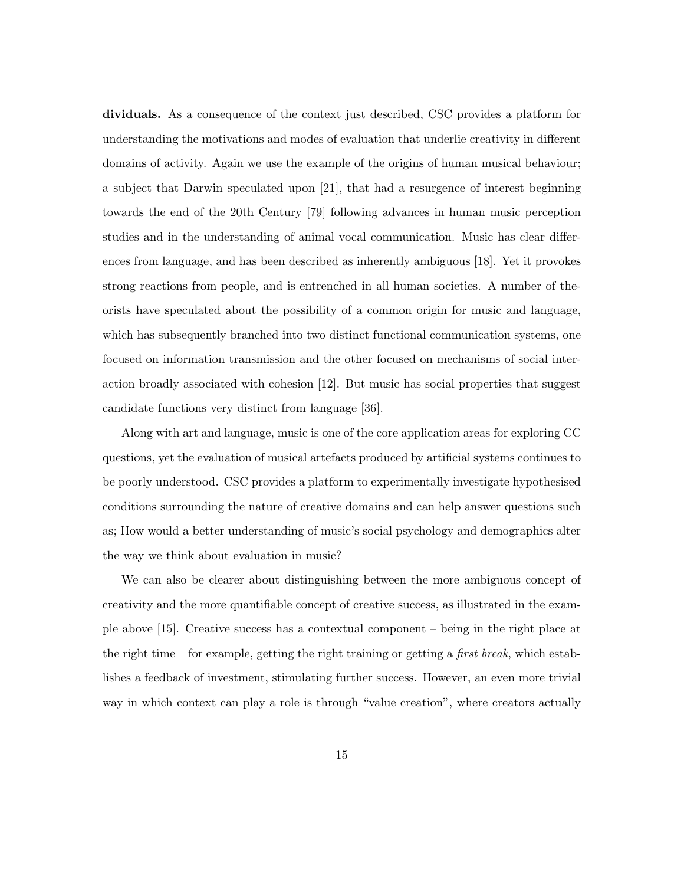**dividuals.** As a consequence of the context just described, CSC provides a platform for understanding the motivations and modes of evaluation that underlie creativity in different domains of activity. Again we use the example of the origins of human musical behaviour; a subject that Darwin speculated upon [21], that had a resurgence of interest beginning towards the end of the 20th Century [79] following advances in human music perception studies and in the understanding of animal vocal communication. Music has clear differences from language, and has been described as inherently ambiguous [18]. Yet it provokes strong reactions from people, and is entrenched in all human societies. A number of theorists have speculated about the possibility of a common origin for music and language, which has subsequently branched into two distinct functional communication systems, one focused on information transmission and the other focused on mechanisms of social interaction broadly associated with cohesion [12]. But music has social properties that suggest candidate functions very distinct from language [36].

Along with art and language, music is one of the core application areas for exploring CC questions, yet the evaluation of musical artefacts produced by artificial systems continues to be poorly understood. CSC provides a platform to experimentally investigate hypothesised conditions surrounding the nature of creative domains and can help answer questions such as; How would a better understanding of music's social psychology and demographics alter the way we think about evaluation in music?

We can also be clearer about distinguishing between the more ambiguous concept of creativity and the more quantifiable concept of creative success, as illustrated in the example above [15]. Creative success has a contextual component – being in the right place at the right time – for example, getting the right training or getting a *first break*, which establishes a feedback of investment, stimulating further success. However, an even more trivial way in which context can play a role is through "value creation", where creators actually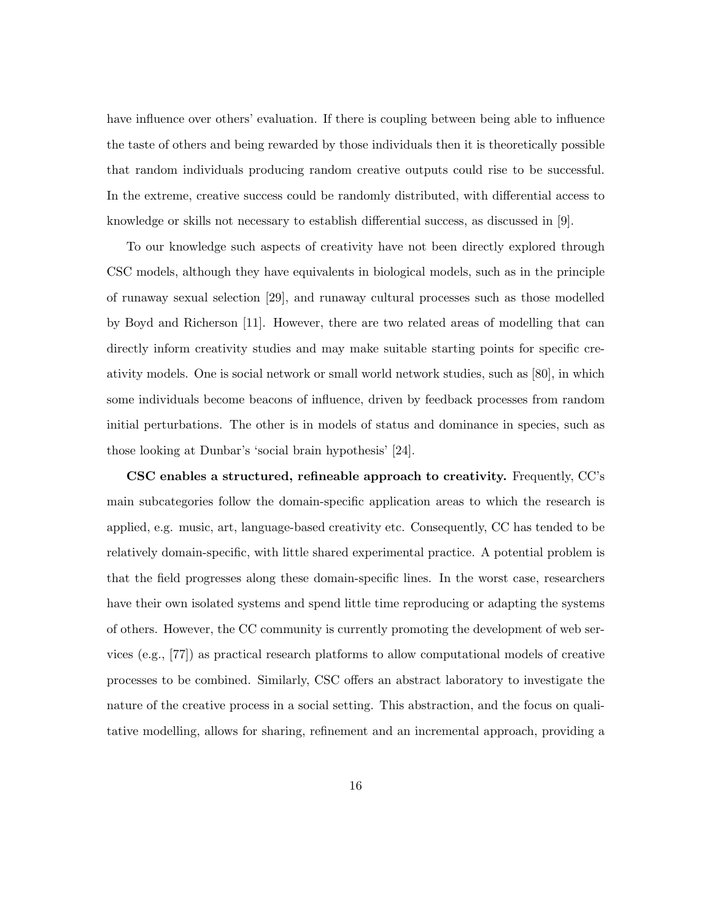have influence over others' evaluation. If there is coupling between being able to influence the taste of others and being rewarded by those individuals then it is theoretically possible that random individuals producing random creative outputs could rise to be successful. In the extreme, creative success could be randomly distributed, with differential access to knowledge or skills not necessary to establish differential success, as discussed in [9].

To our knowledge such aspects of creativity have not been directly explored through CSC models, although they have equivalents in biological models, such as in the principle of runaway sexual selection [29], and runaway cultural processes such as those modelled by Boyd and Richerson [11]. However, there are two related areas of modelling that can directly inform creativity studies and may make suitable starting points for specific creativity models. One is social network or small world network studies, such as [80], in which some individuals become beacons of influence, driven by feedback processes from random initial perturbations. The other is in models of status and dominance in species, such as those looking at Dunbar's 'social brain hypothesis' [24].

**CSC enables a structured, refineable approach to creativity.** Frequently, CC's main subcategories follow the domain-specific application areas to which the research is applied, e.g. music, art, language-based creativity etc. Consequently, CC has tended to be relatively domain-specific, with little shared experimental practice. A potential problem is that the field progresses along these domain-specific lines. In the worst case, researchers have their own isolated systems and spend little time reproducing or adapting the systems of others. However, the CC community is currently promoting the development of web services (e.g., [77]) as practical research platforms to allow computational models of creative processes to be combined. Similarly, CSC offers an abstract laboratory to investigate the nature of the creative process in a social setting. This abstraction, and the focus on qualitative modelling, allows for sharing, refinement and an incremental approach, providing a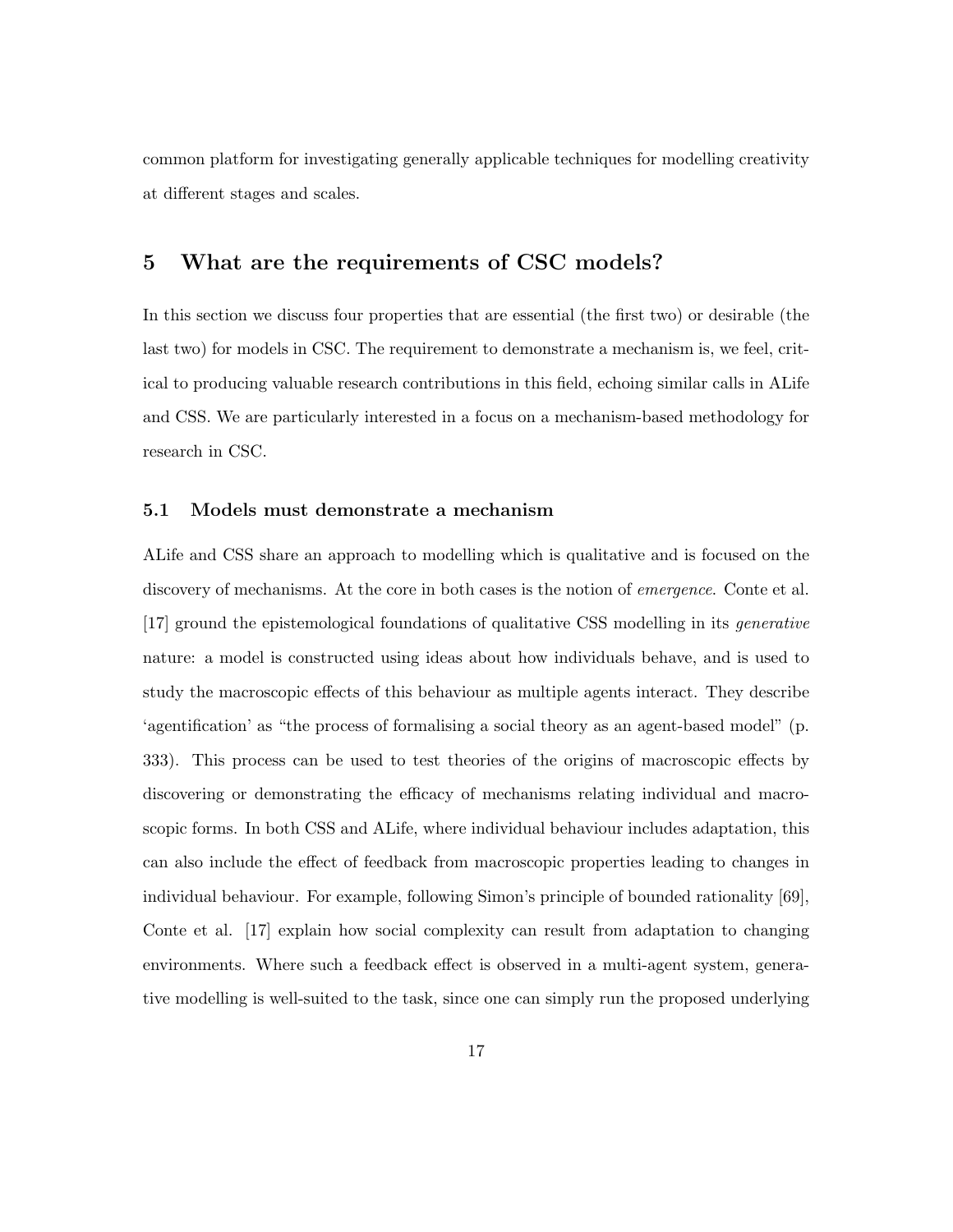common platform for investigating generally applicable techniques for modelling creativity at different stages and scales.

## 5 What are the requirements of CSC models?

In this section we discuss four properties that are essential (the first two) or desirable (the last two) for models in CSC. The requirement to demonstrate a mechanism is, we feel, critical to producing valuable research contributions in this field, echoing similar calls in ALife and CSS. We are particularly interested in a focus on a mechanism-based methodology for research in CSC.

### 5.1 Models must demonstrate a mechanism

ALife and CSS share an approach to modelling which is qualitative and is focused on the discovery of mechanisms. At the core in both cases is the notion of *emergence*. Conte et al. [17] ground the epistemological foundations of qualitative CSS modelling in its *generative* nature: a model is constructed using ideas about how individuals behave, and is used to study the macroscopic effects of this behaviour as multiple agents interact. They describe 'agentification' as "the process of formalising a social theory as an agent-based model" (p. 333). This process can be used to test theories of the origins of macroscopic effects by discovering or demonstrating the efficacy of mechanisms relating individual and macroscopic forms. In both CSS and ALife, where individual behaviour includes adaptation, this can also include the effect of feedback from macroscopic properties leading to changes in individual behaviour. For example, following Simon's principle of bounded rationality [69], Conte et al. [17] explain how social complexity can result from adaptation to changing environments. Where such a feedback effect is observed in a multi-agent system, generative modelling is well-suited to the task, since one can simply run the proposed underlying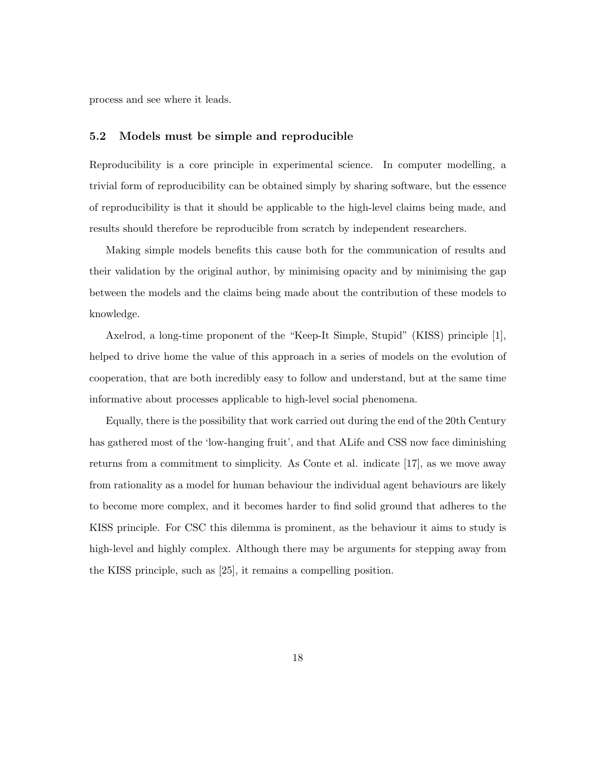process and see where it leads.

### 5.2 Models must be simple and reproducible

Reproducibility is a core principle in experimental science. In computer modelling, a trivial form of reproducibility can be obtained simply by sharing software, but the essence of reproducibility is that it should be applicable to the high-level claims being made, and results should therefore be reproducible from scratch by independent researchers.

Making simple models benefits this cause both for the communication of results and their validation by the original author, by minimising opacity and by minimising the gap between the models and the claims being made about the contribution of these models to knowledge.

Axelrod, a long-time proponent of the "Keep-It Simple, Stupid" (KISS) principle [1], helped to drive home the value of this approach in a series of models on the evolution of cooperation, that are both incredibly easy to follow and understand, but at the same time informative about processes applicable to high-level social phenomena.

Equally, there is the possibility that work carried out during the end of the 20th Century has gathered most of the 'low-hanging fruit', and that ALife and CSS now face diminishing returns from a commitment to simplicity. As Conte et al. indicate [17], as we move away from rationality as a model for human behaviour the individual agent behaviours are likely to become more complex, and it becomes harder to find solid ground that adheres to the KISS principle. For CSC this dilemma is prominent, as the behaviour it aims to study is high-level and highly complex. Although there may be arguments for stepping away from the KISS principle, such as [25], it remains a compelling position.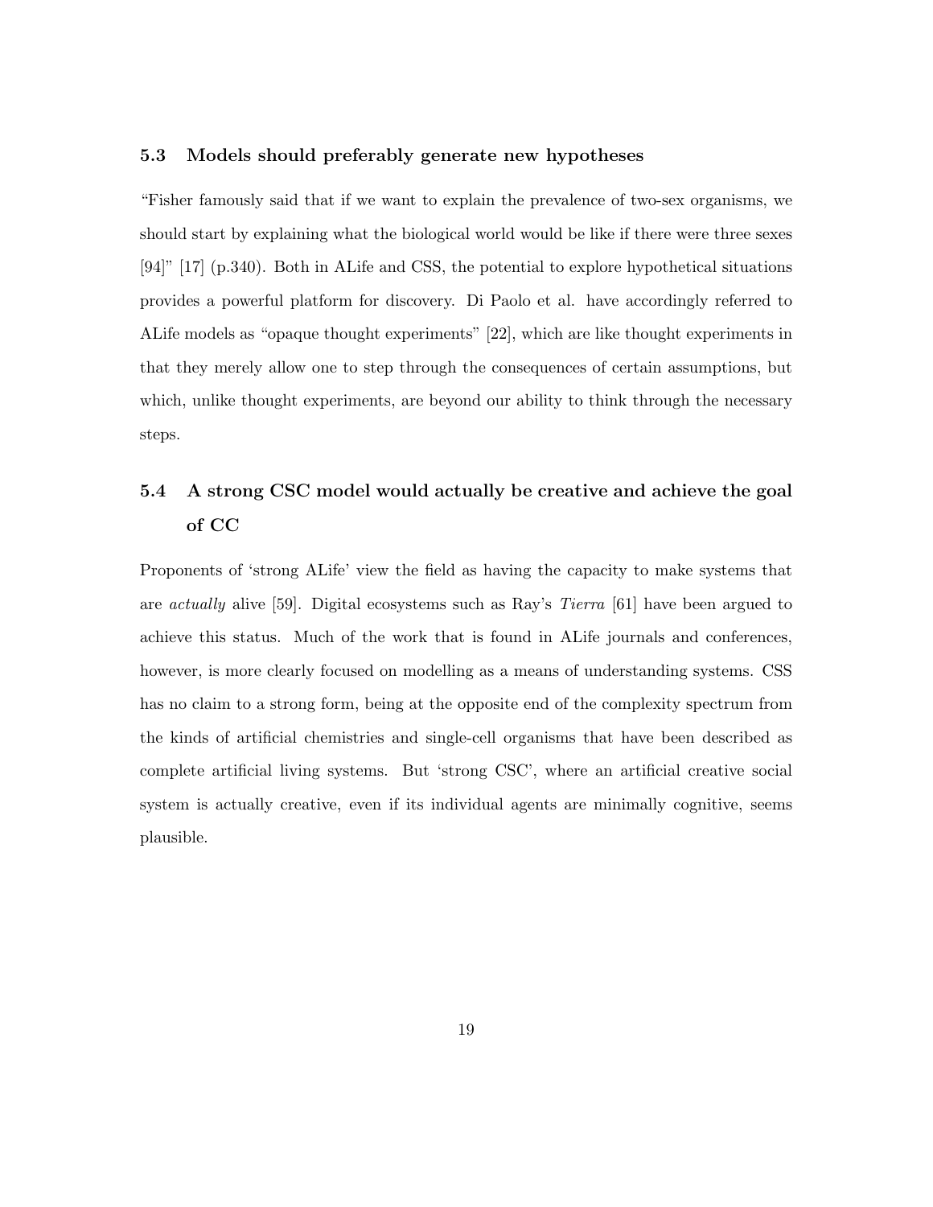### 5.3 Models should preferably generate new hypotheses

"Fisher famously said that if we want to explain the prevalence of two-sex organisms, we should start by explaining what the biological world would be like if there were three sexes [94]" [17] (p.340). Both in ALife and CSS, the potential to explore hypothetical situations provides a powerful platform for discovery. Di Paolo et al. have accordingly referred to ALife models as "opaque thought experiments" [22], which are like thought experiments in that they merely allow one to step through the consequences of certain assumptions, but which, unlike thought experiments, are beyond our ability to think through the necessary steps.

### 5.4 A strong CSC model would actually be creative and achieve the goal of CC

Proponents of 'strong ALife' view the field as having the capacity to make systems that are *actually* alive [59]. Digital ecosystems such as Ray's *Tierra* [61] have been argued to achieve this status. Much of the work that is found in ALife journals and conferences, however, is more clearly focused on modelling as a means of understanding systems. CSS has no claim to a strong form, being at the opposite end of the complexity spectrum from the kinds of artificial chemistries and single-cell organisms that have been described as complete artificial living systems. But 'strong CSC', where an artificial creative social system is actually creative, even if its individual agents are minimally cognitive, seems plausible.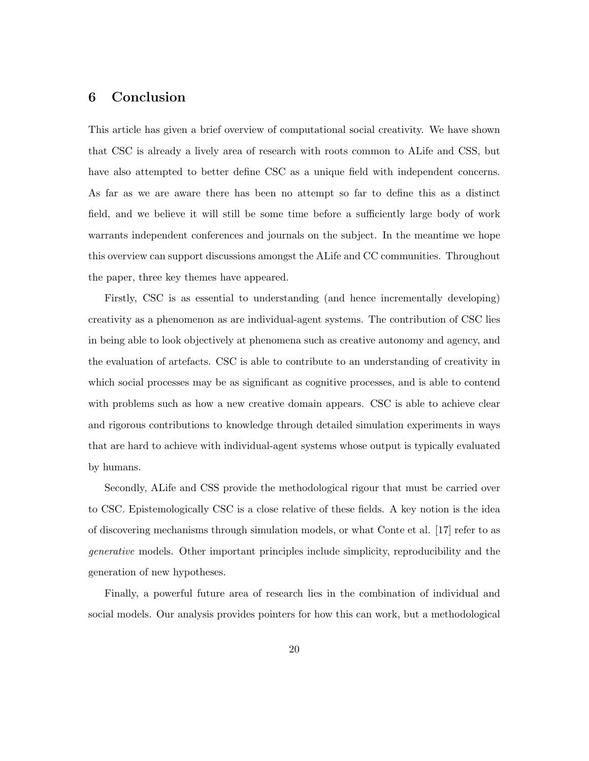## 6 Conclusion

This article has given a brief overview of computational social creativity. We have shown that CSC is already a lively area of research with roots common to ALife and CSS, but have also attempted to better define CSC as a unique field with independent concerns. As far as we are aware there has been no attempt so far to define this as a distinct field, and we believe it will still be some time before a sufficiently large body of work warrants independent conferences and journals on the subject. In the meantime we hope this overview can support discussions amongst the ALife and CC communities. Throughout the paper, three key themes have appeared.

Firstly, CSC is as essential to understanding (and hence incrementally developing) creativity as a phenomenon as are individual-agent systems. The contribution of CSC lies in being able to look objectively at phenomena such as creative autonomy and agency, and the evaluation of artefacts. CSC is able to contribute to an understanding of creativity in which social processes may be as significant as cognitive processes, and is able to contend with problems such as how a new creative domain appears. CSC is able to achieve clear and rigorous contributions to knowledge through detailed simulation experiments in ways that are hard to achieve with individual-agent systems whose output is typically evaluated by humans.

Secondly, ALife and CSS provide the methodological rigour that must be carried over to CSC. Epistemologically CSC is a close relative of these fields. A key notion is the idea of discovering mechanisms through simulation models, or what Conte et al. [17] refer to as *generative* models. Other important principles include simplicity, reproducibility and the generation of new hypotheses.

Finally, a powerful future area of research lies in the combination of individual and social models. Our analysis provides pointers for how this can work, but a methodological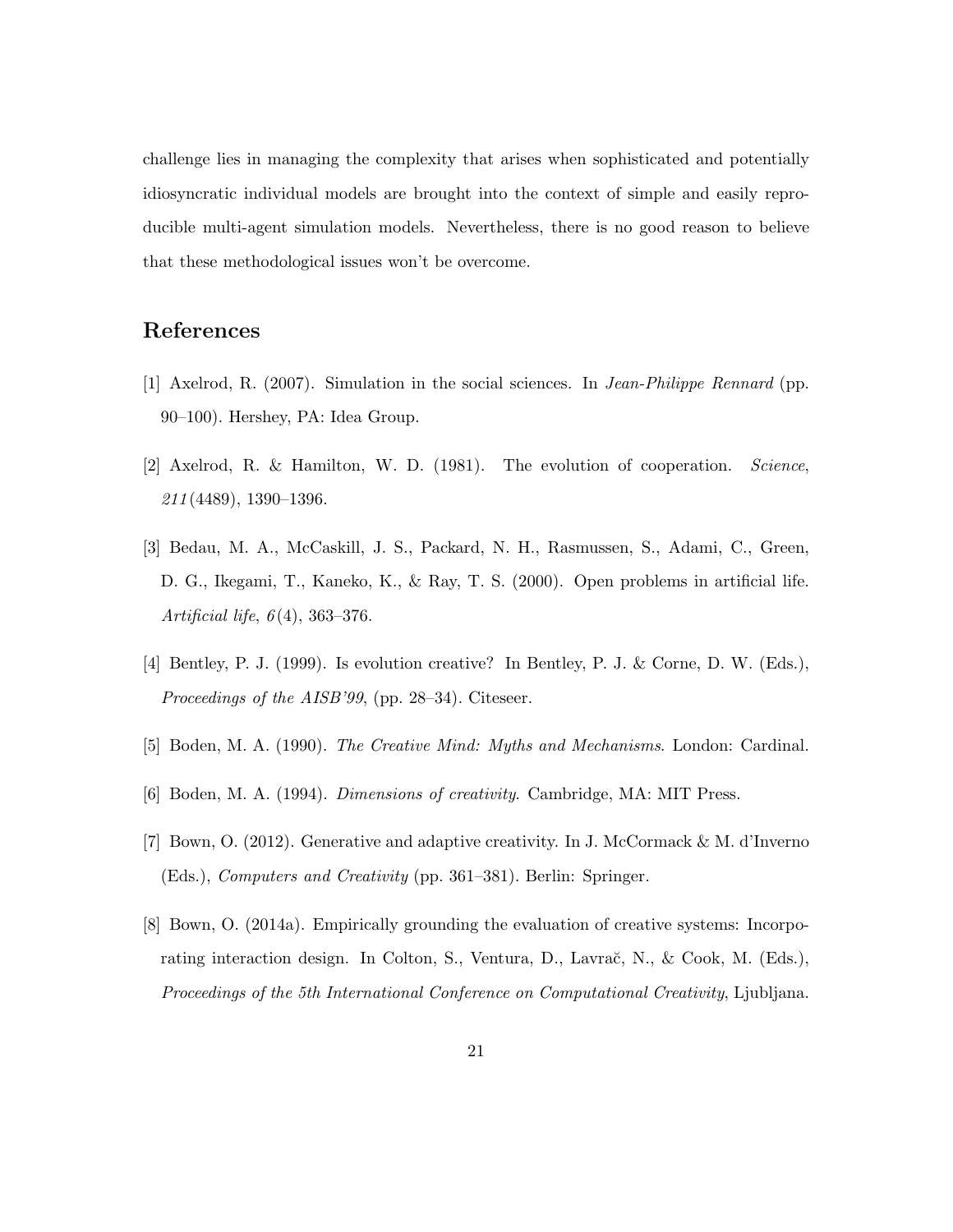challenge lies in managing the complexity that arises when sophisticated and potentially idiosyncratic individual models are brought into the context of simple and easily reproducible multi-agent simulation models. Nevertheless, there is no good reason to believe that these methodological issues won't be overcome.

## References

[1] Axelrod, R. (2007). Simulation in the social sciences. In *Jean-Philippe Rennard* (pp. 90–100). Hershey, PA: Idea Group.

[2] Axelrod, R. & Hamilton, W. D. (1981). The evolution of cooperation. *Science*, *211*(4489), 1390–1396.

[3] Bedau, M. A., McCaskill, J. S., Packard, N. H., Rasmussen, S., Adami, C., Green, D. G., Ikegami, T., Kaneko, K., & Ray, T. S. (2000). Open problems in artificial life. *Artificial life*, *6*(4), 363–376.

[4] Bentley, P. J. (1999). Is evolution creative? In Bentley, P. J. & Corne, D. W. (Eds.), *Proceedings of the AISB'99*, (pp. 28–34). Citeseer.

[5] Boden, M. A. (1990). *The Creative Mind: Myths and Mechanisms*. London: Cardinal.

[6] Boden, M. A. (1994). *Dimensions of creativity*. Cambridge, MA: MIT Press.

[7] Bown, O. (2012). Generative and adaptive creativity. In J. McCormack & M. d'Inverno (Eds.), *Computers and Creativity* (pp. 361–381). Berlin: Springer.

[8] Bown, O. (2014a). Empirically grounding the evaluation of creative systems: Incorporating interaction design. In Colton, S., Ventura, D., Lavrač, N., & Cook, M. (Eds.), *Proceedings of the 5th International Conference on Computational Creativity*, Ljubljana.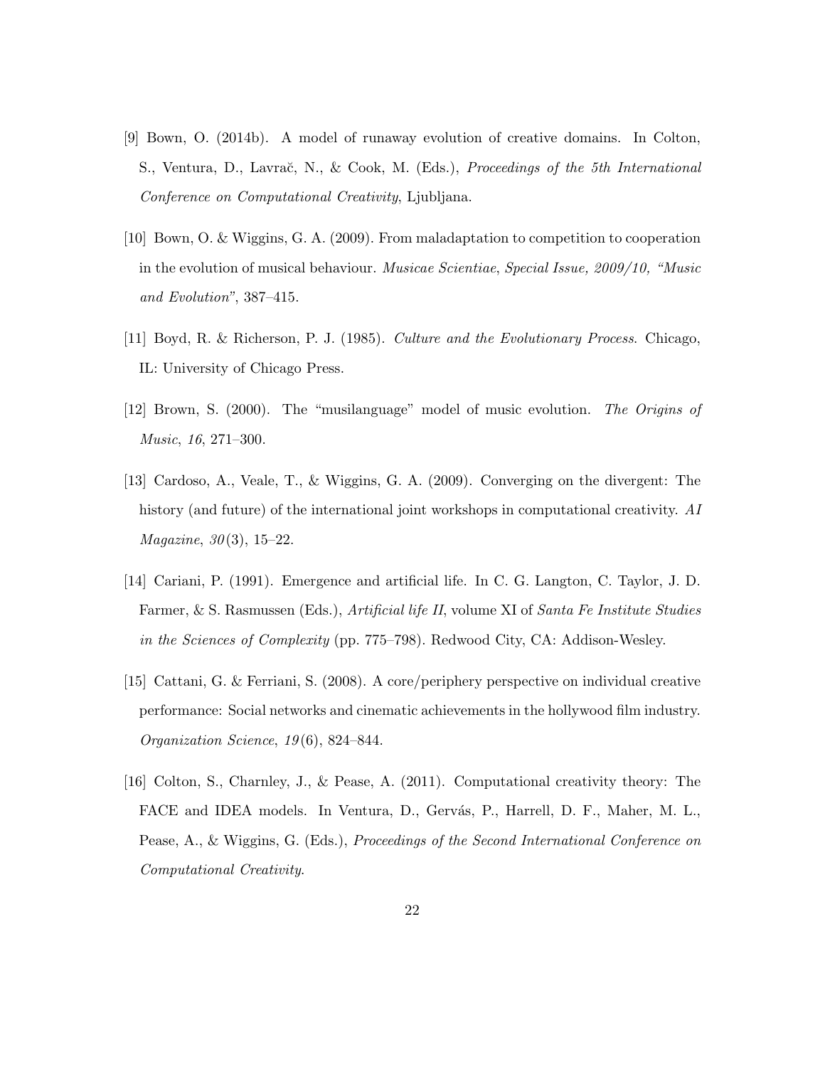[9] Bown, O. (2014b). A model of runaway evolution of creative domains. In Colton, S., Ventura, D., Lavrač, N., & Cook, M. (Eds.), *Proceedings of the 5th International Conference on Computational Creativity*, Ljubljana.

[10] Bown, O. & Wiggins, G. A. (2009). From maladaptation to competition to cooperation in the evolution of musical behaviour. *Musicae Scientiae*, *Special Issue, 2009/10, "Music and Evolution"*, 387–415.

[11] Boyd, R. & Richerson, P. J. (1985). *Culture and the Evolutionary Process*. Chicago, IL: University of Chicago Press.

[12] Brown, S. (2000). The "musilanguage" model of music evolution. *The Origins of Music*, *16*, 271–300.

[13] Cardoso, A., Veale, T., & Wiggins, G. A. (2009). Converging on the divergent: The history (and future) of the international joint workshops in computational creativity. *AI Magazine*, *30*(3), 15–22.

[14] Cariani, P. (1991). Emergence and artificial life. In C. G. Langton, C. Taylor, J. D. Farmer, & S. Rasmussen (Eds.), *Artificial life II*, volume XI of *Santa Fe Institute Studies in the Sciences of Complexity* (pp. 775–798). Redwood City, CA: Addison-Wesley.

[15] Cattani, G. & Ferriani, S. (2008). A core/periphery perspective on individual creative performance: Social networks and cinematic achievements in the hollywood film industry. *Organization Science*, *19*(6), 824–844.

[16] Colton, S., Charnley, J., & Pease, A. (2011). Computational creativity theory: The FACE and IDEA models. In Ventura, D., Gervás, P., Harrell, D. F., Maher, M. L., Pease, A., & Wiggins, G. (Eds.), *Proceedings of the Second International Conference on Computational Creativity*.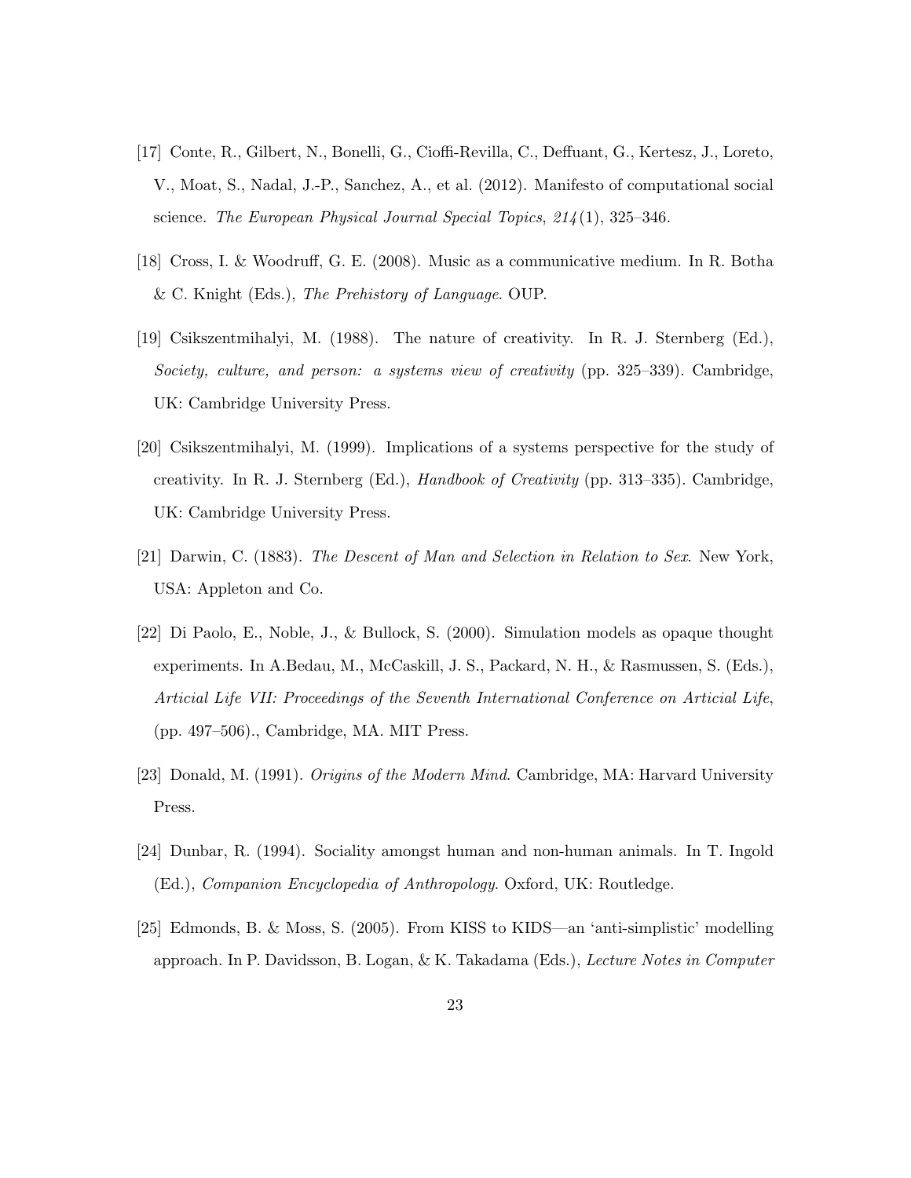[17] Conte, R., Gilbert, N., Bonelli, G., Cioffi-Revilla, C., Deffuant, G., Kertesz, J., Loreto, V., Moat, S., Nadal, J.-P., Sanchez, A., et al. (2012). Manifesto of computational social science. *The European Physical Journal Special Topics*, *214*(1), 325–346.

[18] Cross, I. & Woodruff, G. E. (2008). Music as a communicative medium. In R. Botha & C. Knight (Eds.), *The Prehistory of Language*. OUP.

[19] Csikszentmihalyi, M. (1988). The nature of creativity. In R. J. Sternberg (Ed.), *Society, culture, and person: a systems view of creativity* (pp. 325–339). Cambridge, UK: Cambridge University Press.

[20] Csikszentmihalyi, M. (1999). Implications of a systems perspective for the study of creativity. In R. J. Sternberg (Ed.), *Handbook of Creativity* (pp. 313–335). Cambridge, UK: Cambridge University Press.

[21] Darwin, C. (1883). *The Descent of Man and Selection in Relation to Sex*. New York, USA: Appleton and Co.

[22] Di Paolo, E., Noble, J., & Bullock, S. (2000). Simulation models as opaque thought experiments. In A.Bedau, M., McCaskill, J. S., Packard, N. H., & Rasmussen, S. (Eds.), *Articial Life VII: Proceedings of the Seventh International Conference on Articial Life*, (pp. 497–506)., Cambridge, MA. MIT Press.

[23] Donald, M. (1991). *Origins of the Modern Mind*. Cambridge, MA: Harvard University Press.

[24] Dunbar, R. (1994). Sociality amongst human and non-human animals. In T. Ingold (Ed.), *Companion Encyclopedia of Anthropology*. Oxford, UK: Routledge.

[25] Edmonds, B. & Moss, S. (2005). From KISS to KIDS—an 'anti-simplistic' modelling approach. In P. Davidsson, B. Logan, & K. Takadama (Eds.), *Lecture Notes in Computer*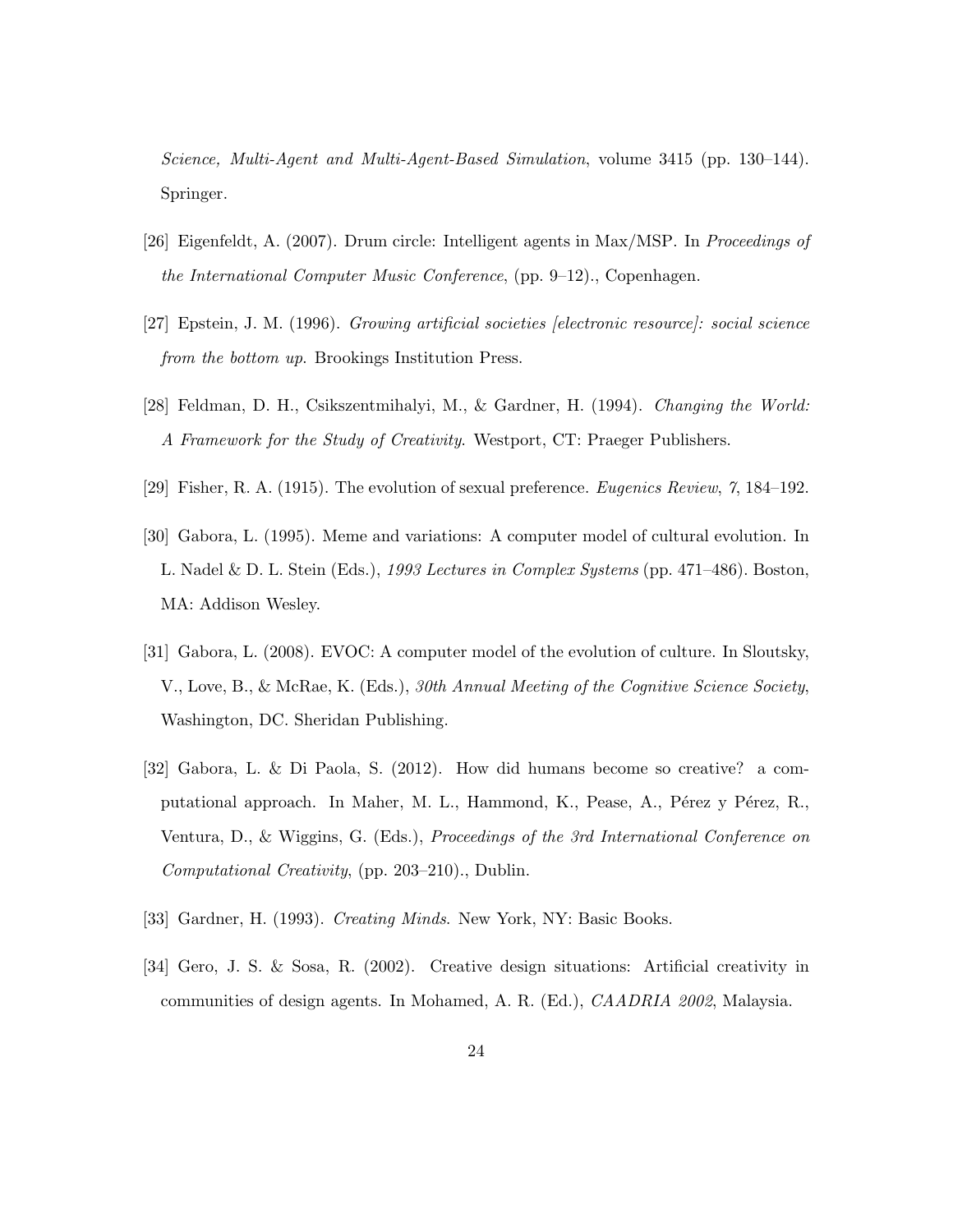*Science, Multi-Agent and Multi-Agent-Based Simulation*, volume 3415 (pp. 130–144). Springer.

[26] Eigenfeldt, A. (2007). Drum circle: Intelligent agents in Max/MSP. In *Proceedings of the International Computer Music Conference*, (pp. 9–12)., Copenhagen.

[27] Epstein, J. M. (1996). *Growing artificial societies [electronic resource]: social science from the bottom up*. Brookings Institution Press.

[28] Feldman, D. H., Csikszentmihalyi, M., & Gardner, H. (1994). *Changing the World: A Framework for the Study of Creativity*. Westport, CT: Praeger Publishers.

[29] Fisher, R. A. (1915). The evolution of sexual preference. *Eugenics Review*, *7*, 184–192.

[30] Gabora, L. (1995). Meme and variations: A computer model of cultural evolution. In L. Nadel & D. L. Stein (Eds.), *1993 Lectures in Complex Systems* (pp. 471–486). Boston, MA: Addison Wesley.

[31] Gabora, L. (2008). EVOC: A computer model of the evolution of culture. In Sloutsky, V., Love, B., & McRae, K. (Eds.), *30th Annual Meeting of the Cognitive Science Society*, Washington, DC. Sheridan Publishing.

[32] Gabora, L. & Di Paola, S. (2012). How did humans become so creative? a computational approach. In Maher, M. L., Hammond, K., Pease, A., Pérez y Pérez, R., Ventura, D., & Wiggins, G. (Eds.), *Proceedings of the 3rd International Conference on Computational Creativity*, (pp. 203–210)., Dublin.

[33] Gardner, H. (1993). *Creating Minds*. New York, NY: Basic Books.

[34] Gero, J. S. & Sosa, R. (2002). Creative design situations: Artificial creativity in communities of design agents. In Mohamed, A. R. (Ed.), *CAADRIA 2002*, Malaysia.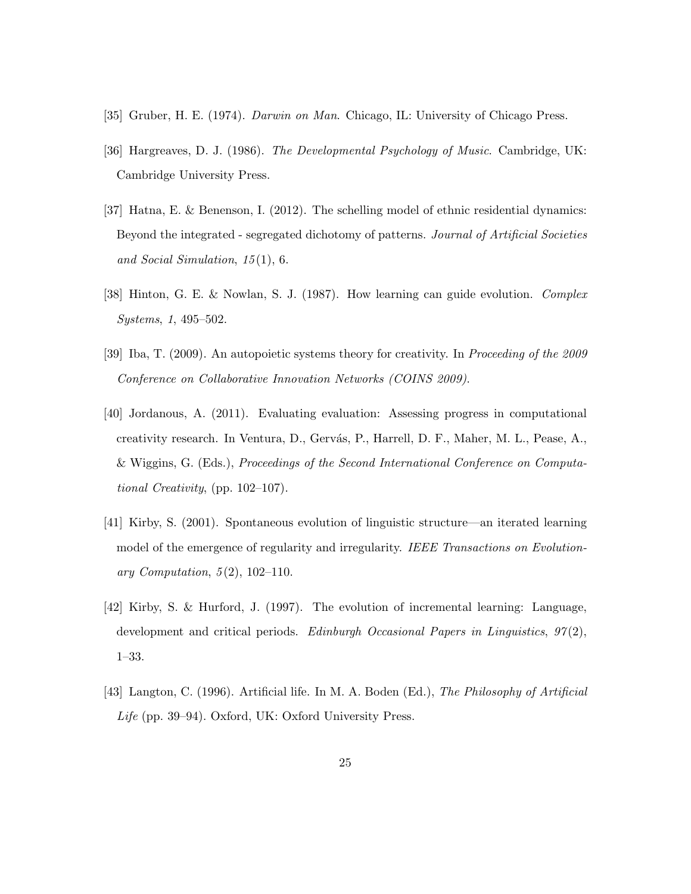[35] Gruber, H. E. (1974). *Darwin on Man*. Chicago, IL: University of Chicago Press.

[36] Hargreaves, D. J. (1986). *The Developmental Psychology of Music*. Cambridge, UK: Cambridge University Press.

[37] Hatna, E. & Benenson, I. (2012). The schelling model of ethnic residential dynamics: Beyond the integrated - segregated dichotomy of patterns. *Journal of Artificial Societies and Social Simulation*, *15*(1), 6.

[38] Hinton, G. E. & Nowlan, S. J. (1987). How learning can guide evolution. *Complex Systems*, *1*, 495–502.

[39] Iba, T. (2009). An autopoietic systems theory for creativity. In *Proceeding of the 2009 Conference on Collaborative Innovation Networks (COINS 2009)*.

[40] Jordanous, A. (2011). Evaluating evaluation: Assessing progress in computational creativity research. In Ventura, D., Gervás, P., Harrell, D. F., Maher, M. L., Pease, A., & Wiggins, G. (Eds.), *Proceedings of the Second International Conference on Computational Creativity*, (pp. 102–107).

[41] Kirby, S. (2001). Spontaneous evolution of linguistic structure—an iterated learning model of the emergence of regularity and irregularity. *IEEE Transactions on Evolutionary Computation*, *5*(2), 102–110.

[42] Kirby, S. & Hurford, J. (1997). The evolution of incremental learning: Language, development and critical periods. *Edinburgh Occasional Papers in Linguistics*, *97*(2), 1–33.

[43] Langton, C. (1996). Artificial life. In M. A. Boden (Ed.), *The Philosophy of Artificial Life* (pp. 39–94). Oxford, UK: Oxford University Press.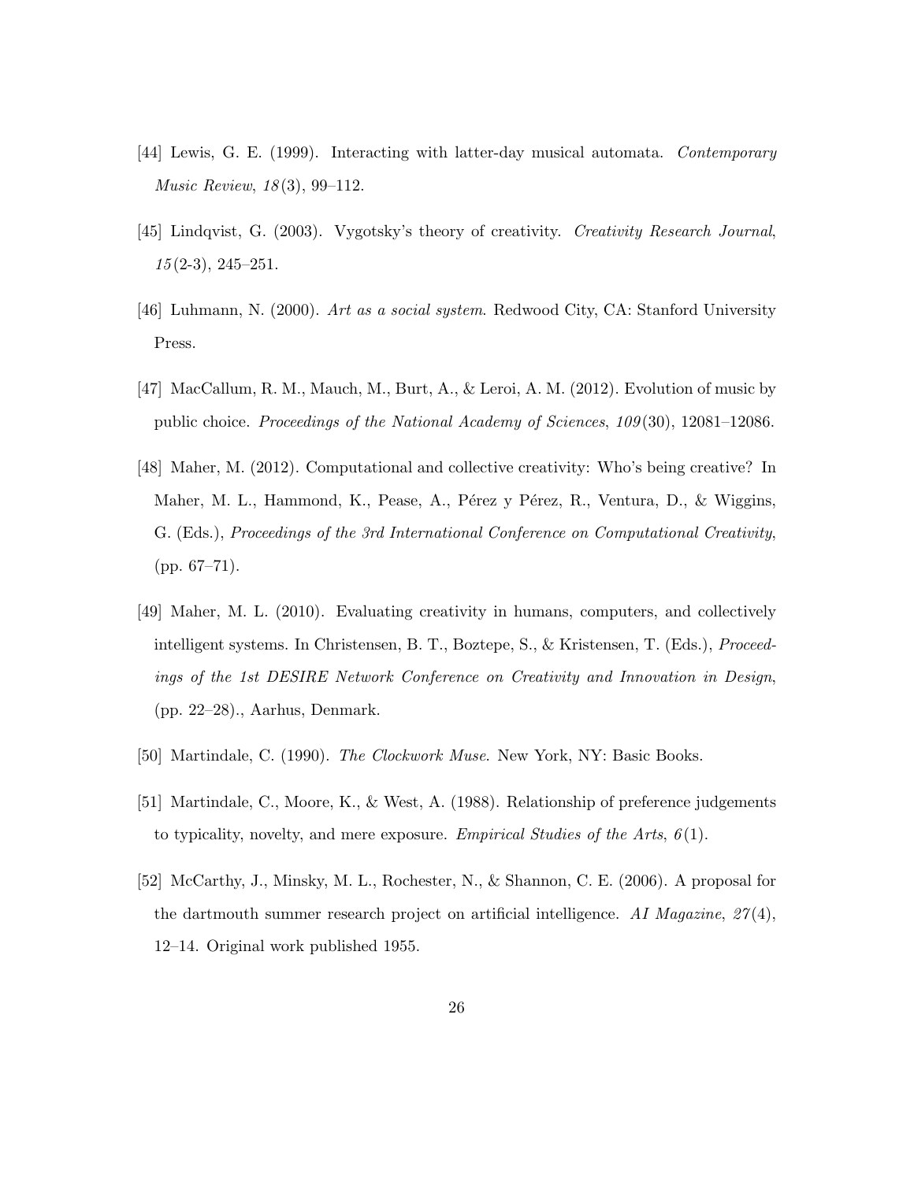[44] Lewis, G. E. (1999). Interacting with latter-day musical automata. *Contemporary Music Review*, *18*(3), 99–112.

[45] Lindqvist, G. (2003). Vygotsky's theory of creativity. *Creativity Research Journal*, *15*(2-3), 245–251.

[46] Luhmann, N. (2000). *Art as a social system*. Redwood City, CA: Stanford University Press.

[47] MacCallum, R. M., Mauch, M., Burt, A., & Leroi, A. M. (2012). Evolution of music by public choice. *Proceedings of the National Academy of Sciences*, *109*(30), 12081–12086.

[48] Maher, M. (2012). Computational and collective creativity: Who's being creative? In Maher, M. L., Hammond, K., Pease, A., Pérez y Pérez, R., Ventura, D., & Wiggins, G. (Eds.), *Proceedings of the 3rd International Conference on Computational Creativity*, (pp. 67–71).

[49] Maher, M. L. (2010). Evaluating creativity in humans, computers, and collectively intelligent systems. In Christensen, B. T., Boztepe, S., & Kristensen, T. (Eds.), *Proceedings of the 1st DESIRE Network Conference on Creativity and Innovation in Design*, (pp. 22–28)., Aarhus, Denmark.

[50] Martindale, C. (1990). *The Clockwork Muse*. New York, NY: Basic Books.

[51] Martindale, C., Moore, K., & West, A. (1988). Relationship of preference judgements to typicality, novelty, and mere exposure. *Empirical Studies of the Arts*, *6*(1).

[52] McCarthy, J., Minsky, M. L., Rochester, N., & Shannon, C. E. (2006). A proposal for the dartmouth summer research project on artificial intelligence. *AI Magazine*, *27*(4), 12–14. Original work published 1955.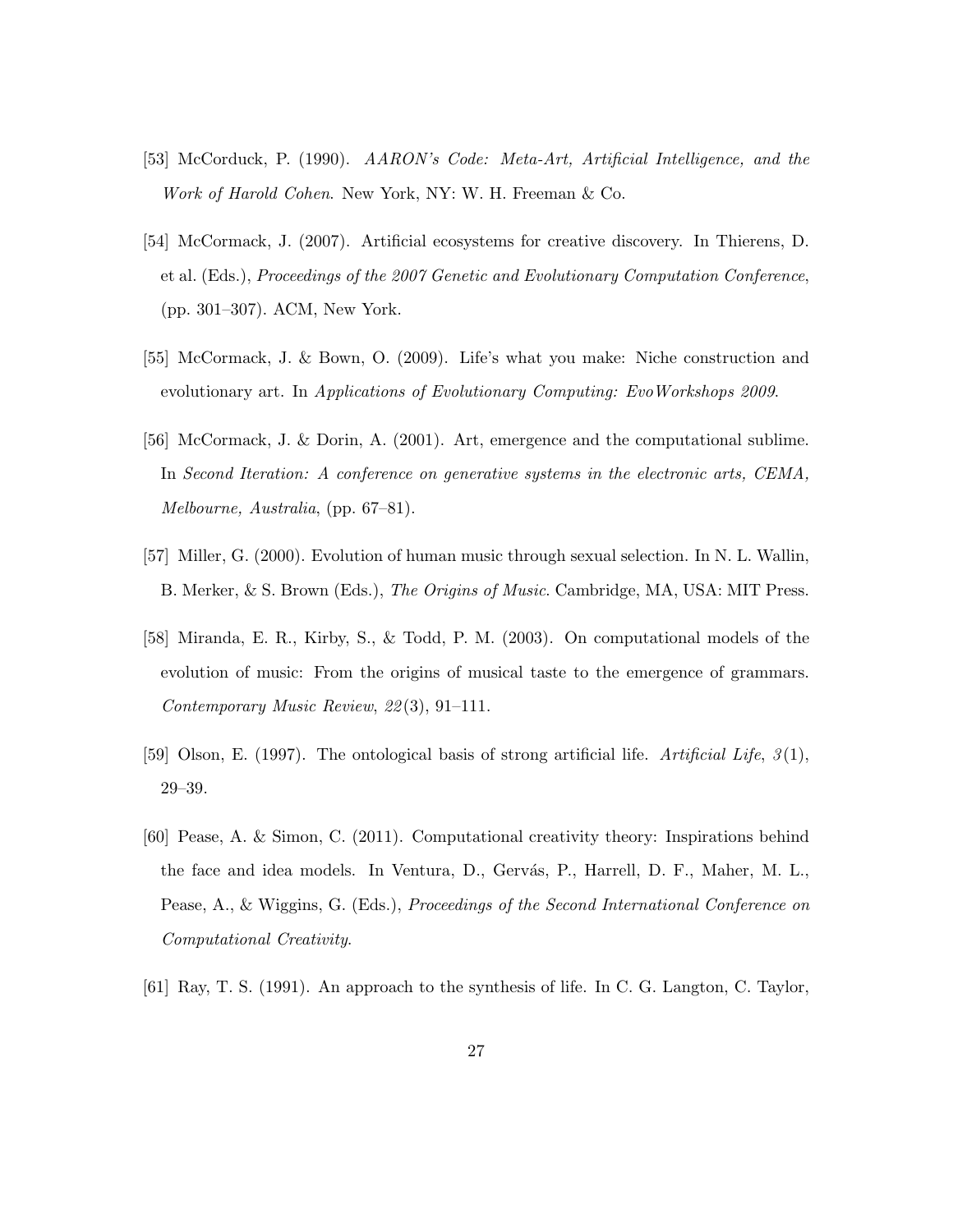[53] McCorduck, P. (1990). *AARON's Code: Meta-Art, Artificial Intelligence, and the Work of Harold Cohen*. New York, NY: W. H. Freeman & Co.

[54] McCormack, J. (2007). Artificial ecosystems for creative discovery. In Thierens, D. et al. (Eds.), *Proceedings of the 2007 Genetic and Evolutionary Computation Conference*, (pp. 301–307). ACM, New York.

[55] McCormack, J. & Bown, O. (2009). Life's what you make: Niche construction and evolutionary art. In *Applications of Evolutionary Computing: EvoWorkshops 2009*.

[56] McCormack, J. & Dorin, A. (2001). Art, emergence and the computational sublime. In *Second Iteration: A conference on generative systems in the electronic arts, CEMA, Melbourne, Australia*, (pp. 67–81).

[57] Miller, G. (2000). Evolution of human music through sexual selection. In N. L. Wallin, B. Merker, & S. Brown (Eds.), *The Origins of Music*. Cambridge, MA, USA: MIT Press.

[58] Miranda, E. R., Kirby, S., & Todd, P. M. (2003). On computational models of the evolution of music: From the origins of musical taste to the emergence of grammars. *Contemporary Music Review*, *22*(3), 91–111.

[59] Olson, E. (1997). The ontological basis of strong artificial life. *Artificial Life*, *3*(1), 29–39.

[60] Pease, A. & Simon, C. (2011). Computational creativity theory: Inspirations behind the face and idea models. In Ventura, D., Gervás, P., Harrell, D. F., Maher, M. L., Pease, A., & Wiggins, G. (Eds.), *Proceedings of the Second International Conference on Computational Creativity*.

[61] Ray, T. S. (1991). An approach to the synthesis of life. In C. G. Langton, C. Taylor,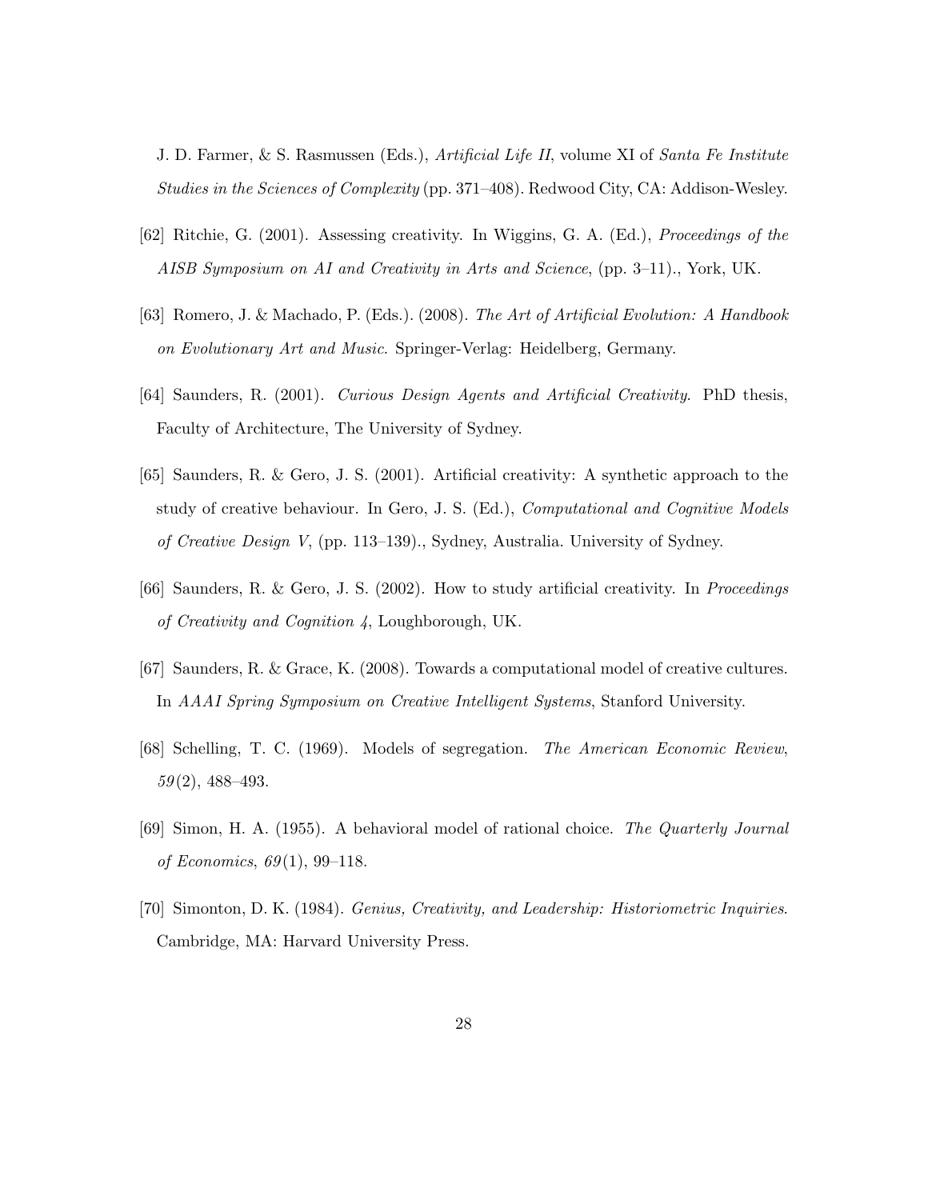J. D. Farmer, & S. Rasmussen (Eds.), *Artificial Life II*, volume XI of *Santa Fe Institute Studies in the Sciences of Complexity* (pp. 371–408). Redwood City, CA: Addison-Wesley.

[62] Ritchie, G. (2001). Assessing creativity. In Wiggins, G. A. (Ed.), *Proceedings of the AISB Symposium on AI and Creativity in Arts and Science*, (pp. 3–11)., York, UK.

[63] Romero, J. & Machado, P. (Eds.). (2008). *The Art of Artificial Evolution: A Handbook on Evolutionary Art and Music*. Springer-Verlag: Heidelberg, Germany.

[64] Saunders, R. (2001). *Curious Design Agents and Artificial Creativity*. PhD thesis, Faculty of Architecture, The University of Sydney.

[65] Saunders, R. & Gero, J. S. (2001). Artificial creativity: A synthetic approach to the study of creative behaviour. In Gero, J. S. (Ed.), *Computational and Cognitive Models of Creative Design V*, (pp. 113–139)., Sydney, Australia. University of Sydney.

[66] Saunders, R. & Gero, J. S. (2002). How to study artificial creativity. In *Proceedings of Creativity and Cognition 4*, Loughborough, UK.

[67] Saunders, R. & Grace, K. (2008). Towards a computational model of creative cultures. In *AAAI Spring Symposium on Creative Intelligent Systems*, Stanford University.

[68] Schelling, T. C. (1969). Models of segregation. *The American Economic Review*, *59*(2), 488–493.

[69] Simon, H. A. (1955). A behavioral model of rational choice. *The Quarterly Journal of Economics*, *69*(1), 99–118.

[70] Simonton, D. K. (1984). *Genius, Creativity, and Leadership: Historiometric Inquiries*. Cambridge, MA: Harvard University Press.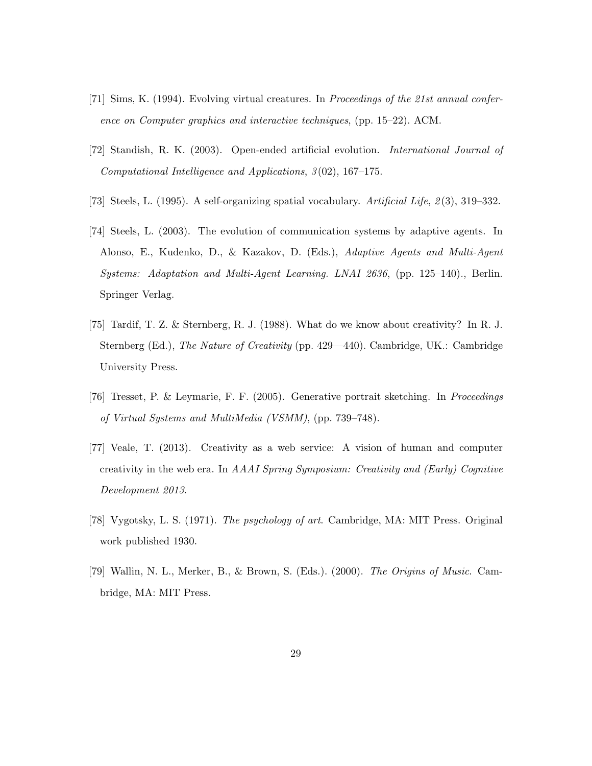[71] Sims, K. (1994). Evolving virtual creatures. In *Proceedings of the 21st annual conference on Computer graphics and interactive techniques*, (pp. 15–22). ACM.

[72] Standish, R. K. (2003). Open-ended artificial evolution. *International Journal of Computational Intelligence and Applications*, *3*(02), 167–175.

[73] Steels, L. (1995). A self-organizing spatial vocabulary. *Artificial Life*, *2*(3), 319–332.

[74] Steels, L. (2003). The evolution of communication systems by adaptive agents. In Alonso, E., Kudenko, D., & Kazakov, D. (Eds.), *Adaptive Agents and Multi-Agent Systems: Adaptation and Multi-Agent Learning. LNAI 2636*, (pp. 125–140)., Berlin. Springer Verlag.

[75] Tardif, T. Z. & Sternberg, R. J. (1988). What do we know about creativity? In R. J. Sternberg (Ed.), *The Nature of Creativity* (pp. 429—440). Cambridge, UK.: Cambridge University Press.

[76] Tresset, P. & Leymarie, F. F. (2005). Generative portrait sketching. In *Proceedings of Virtual Systems and MultiMedia (VSMM)*, (pp. 739–748).

[77] Veale, T. (2013). Creativity as a web service: A vision of human and computer creativity in the web era. In *AAAI Spring Symposium: Creativity and (Early) Cognitive Development 2013*.

[78] Vygotsky, L. S. (1971). *The psychology of art*. Cambridge, MA: MIT Press. Original work published 1930.

[79] Wallin, N. L., Merker, B., & Brown, S. (Eds.). (2000). *The Origins of Music*. Cambridge, MA: MIT Press.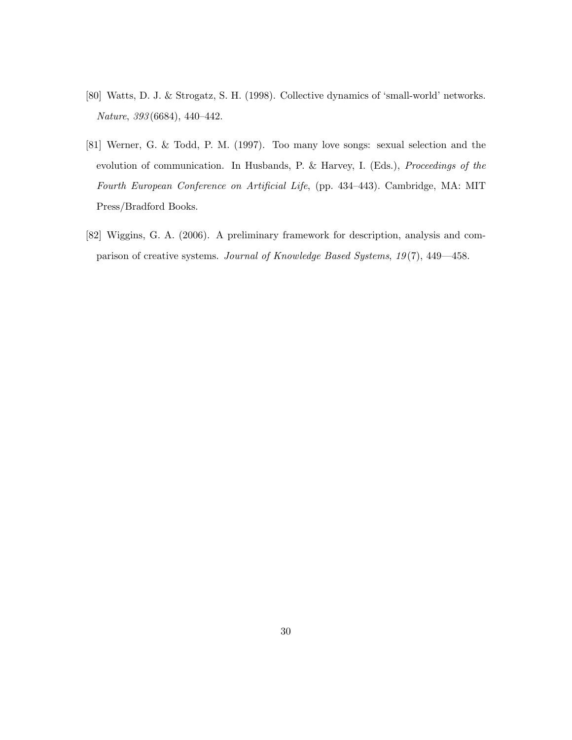[80] Watts, D. J. & Strogatz, S. H. (1998). Collective dynamics of 'small-world' networks. *Nature*, *393*(6684), 440–442.

[81] Werner, G. & Todd, P. M. (1997). Too many love songs: sexual selection and the evolution of communication. In Husbands, P. & Harvey, I. (Eds.), *Proceedings of the Fourth European Conference on Artificial Life*, (pp. 434–443). Cambridge, MA: MIT Press/Bradford Books.

[82] Wiggins, G. A. (2006). A preliminary framework for description, analysis and comparison of creative systems. *Journal of Knowledge Based Systems*, *19*(7), 449—458.